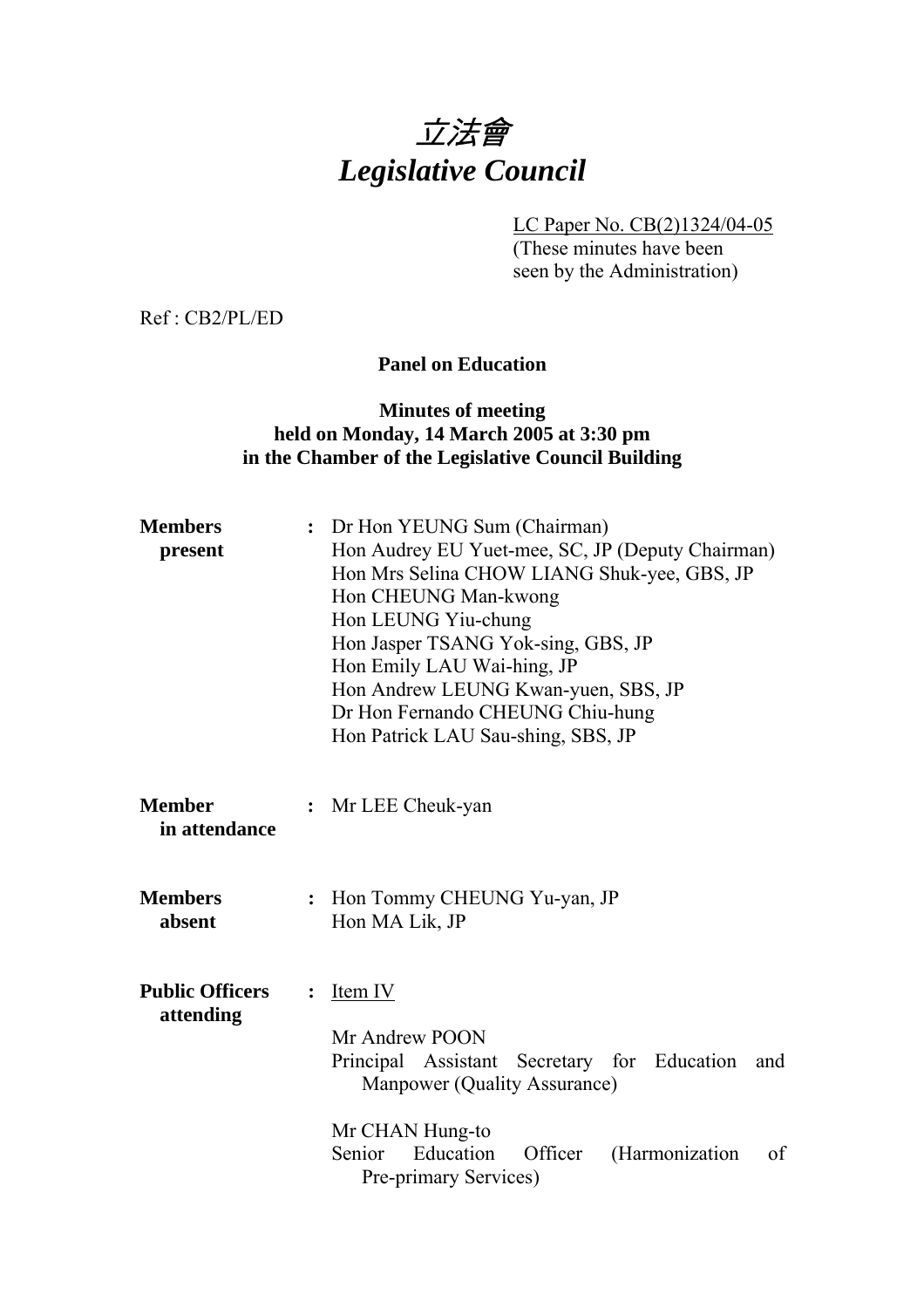# *立法會*
# *Legislative Council*

LC Paper No. CB(2)1324/04-05
(These minutes have been seen by the Administration)

Ref : CB2/PL/ED

**Panel on Education**

**Minutes of meeting**
**held on Monday, 14 March 2005 at 3:30 pm**
**in the Chamber of the Legislative Council Building**

| | | |
|---|---|---|
| **Members present** | : | Dr Hon YEUNG Sum (Chairman)<br>Hon Audrey EU Yuet-mee, SC, JP (Deputy Chairman)<br>Hon Mrs Selina CHOW LIANG Shuk-yee, GBS, JP<br>Hon CHEUNG Man-kwong<br>Hon LEUNG Yiu-chung<br>Hon Jasper TSANG Yok-sing, GBS, JP<br>Hon Emily LAU Wai-hing, JP<br>Hon Andrew LEUNG Kwan-yuen, SBS, JP<br>Dr Hon Fernando CHEUNG Chiu-hung<br>Hon Patrick LAU Sau-shing, SBS, JP |
| **Member in attendance** | : | Mr LEE Cheuk-yan |
| **Members absent** | : | Hon Tommy CHEUNG Yu-yan, JP<br>Hon MA Lik, JP |
| **Public Officers attending** | : | Item IV<br><br>Mr Andrew POON<br>Principal Assistant Secretary for Education and Manpower (Quality Assurance)<br><br>Mr CHAN Hung-to<br>Senior Education Officer (Harmonization of Pre-primary Services) |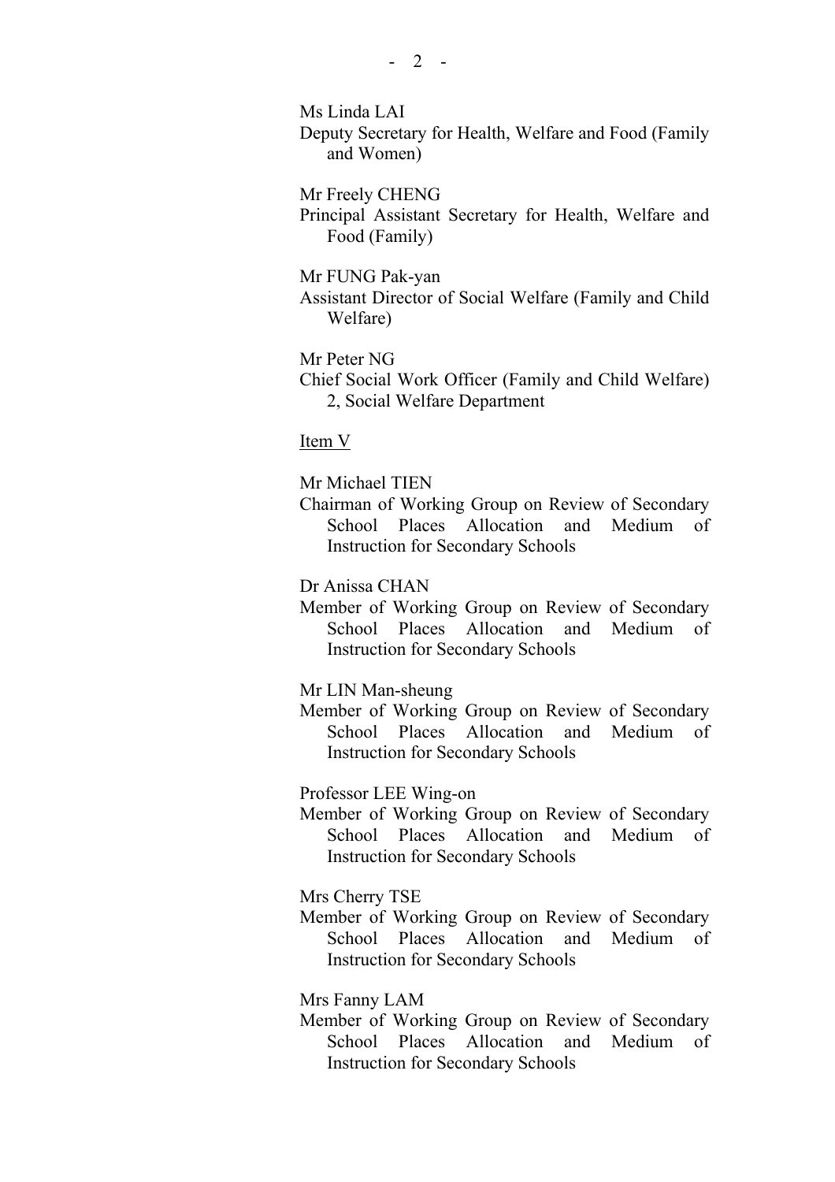Ms Linda LAI
Deputy Secretary for Health, Welfare and Food (Family and Women)

Mr Freely CHENG
Principal Assistant Secretary for Health, Welfare and Food (Family)

Mr FUNG Pak-yan
Assistant Director of Social Welfare (Family and Child Welfare)

Mr Peter NG
Chief Social Work Officer (Family and Child Welfare) 2, Social Welfare Department

<u>Item V</u>

Mr Michael TIEN
Chairman of Working Group on Review of Secondary School Places Allocation and Medium of Instruction for Secondary Schools

Dr Anissa CHAN
Member of Working Group on Review of Secondary School Places Allocation and Medium of Instruction for Secondary Schools

Mr LIN Man-sheung
Member of Working Group on Review of Secondary School Places Allocation and Medium of Instruction for Secondary Schools

Professor LEE Wing-on
Member of Working Group on Review of Secondary School Places Allocation and Medium of Instruction for Secondary Schools

Mrs Cherry TSE
Member of Working Group on Review of Secondary School Places Allocation and Medium of Instruction for Secondary Schools

Mrs Fanny LAM
Member of Working Group on Review of Secondary School Places Allocation and Medium of Instruction for Secondary Schools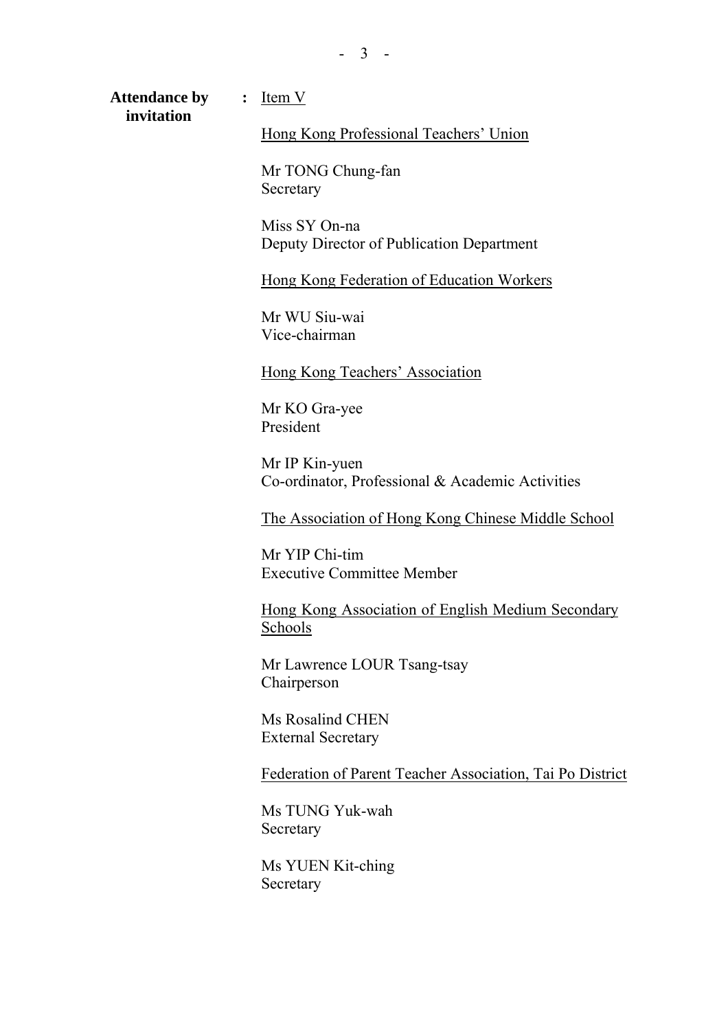**Attendance by invitation** : Item V

Hong Kong Professional Teachers' Union

Mr TONG Chung-fan
Secretary

Miss SY On-na
Deputy Director of Publication Department

Hong Kong Federation of Education Workers

Mr WU Siu-wai
Vice-chairman

Hong Kong Teachers' Association

Mr KO Gra-yee
President

Mr IP Kin-yuen
Co-ordinator, Professional & Academic Activities

The Association of Hong Kong Chinese Middle School

Mr YIP Chi-tim
Executive Committee Member

Hong Kong Association of English Medium Secondary Schools

Mr Lawrence LOUR Tsang-tsay
Chairperson

Ms Rosalind CHEN
External Secretary

Federation of Parent Teacher Association, Tai Po District

Ms TUNG Yuk-wah
Secretary

Ms YUEN Kit-ching
Secretary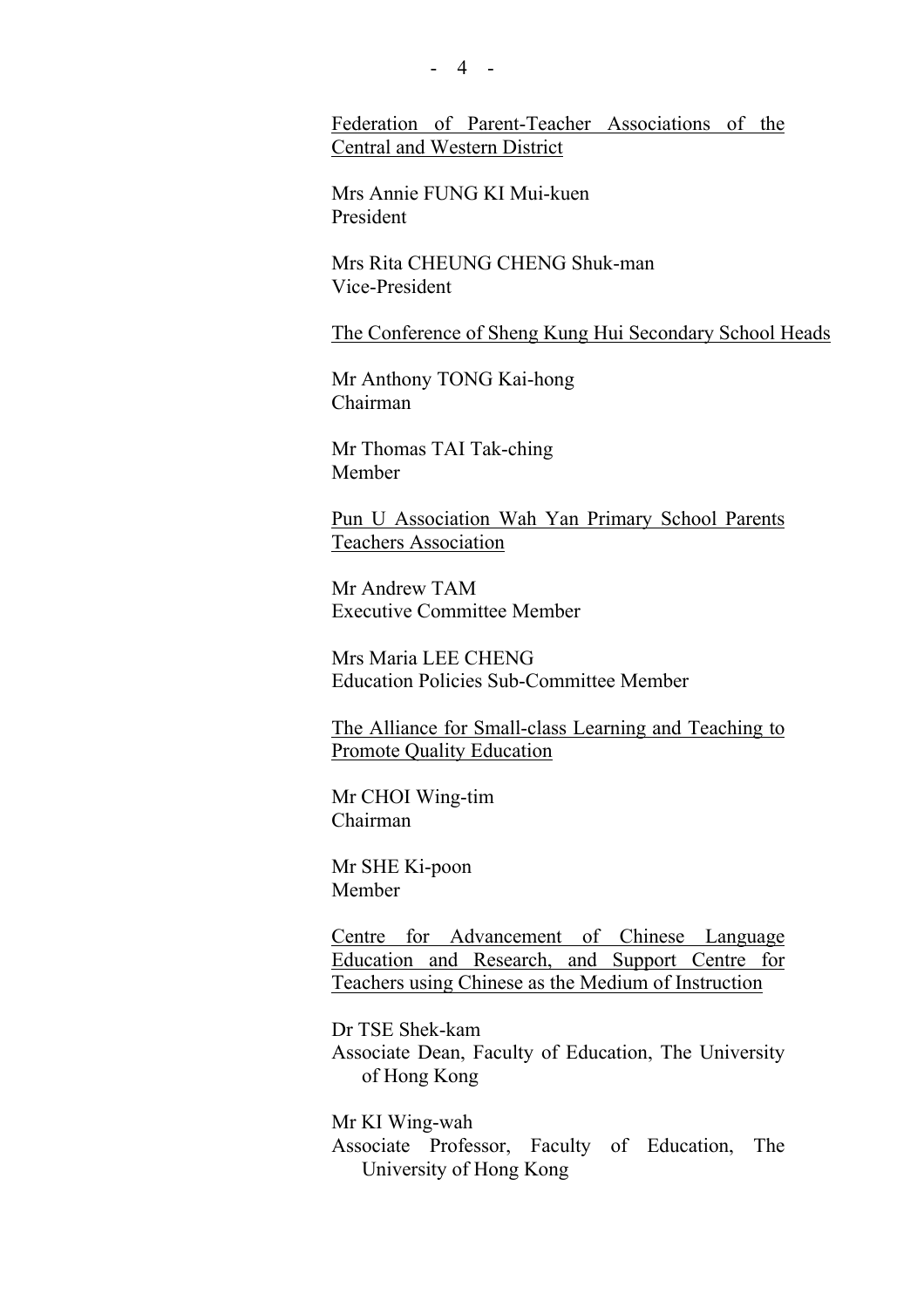<u>Federation of Parent-Teacher Associations of the Central and Western District</u>

Mrs Annie FUNG KI Mui-kuen
President

Mrs Rita CHEUNG CHENG Shuk-man
Vice-President

<u>The Conference of Sheng Kung Hui Secondary School Heads</u>

Mr Anthony TONG Kai-hong
Chairman

Mr Thomas TAI Tak-ching
Member

<u>Pun U Association Wah Yan Primary School Parents Teachers Association</u>

Mr Andrew TAM
Executive Committee Member

Mrs Maria LEE CHENG
Education Policies Sub-Committee Member

<u>The Alliance for Small-class Learning and Teaching to Promote Quality Education</u>

Mr CHOI Wing-tim
Chairman

Mr SHE Ki-poon
Member

<u>Centre for Advancement of Chinese Language Education and Research, and Support Centre for Teachers using Chinese as the Medium of Instruction</u>

Dr TSE Shek-kam
Associate Dean, Faculty of Education, The University of Hong Kong

Mr KI Wing-wah
Associate Professor, Faculty of Education, The University of Hong Kong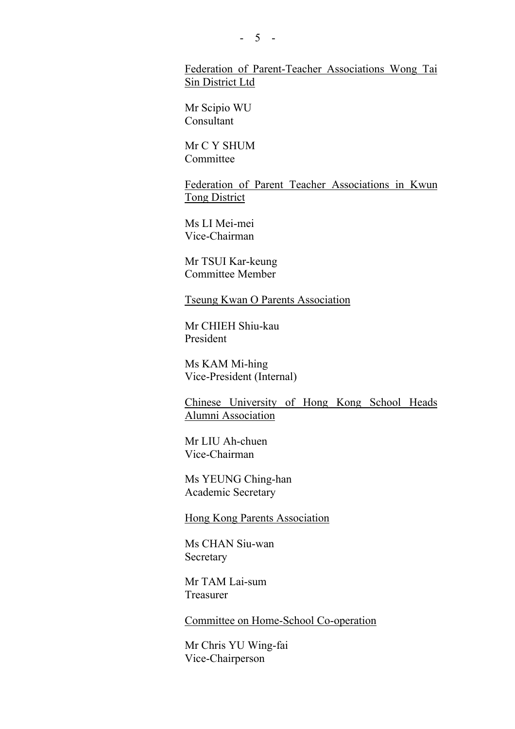Federation of Parent-Teacher Associations Wong Tai Sin District Ltd

Mr Scipio WU
Consultant

Mr C Y SHUM
Committee

Federation of Parent Teacher Associations in Kwun Tong District

Ms LI Mei-mei
Vice-Chairman

Mr TSUI Kar-keung
Committee Member

Tseung Kwan O Parents Association

Mr CHIEH Shiu-kau
President

Ms KAM Mi-hing
Vice-President (Internal)

Chinese University of Hong Kong School Heads Alumni Association

Mr LIU Ah-chuen
Vice-Chairman

Ms YEUNG Ching-han
Academic Secretary

Hong Kong Parents Association

Ms CHAN Siu-wan
Secretary

Mr TAM Lai-sum
Treasurer

Committee on Home-School Co-operation

Mr Chris YU Wing-fai
Vice-Chairperson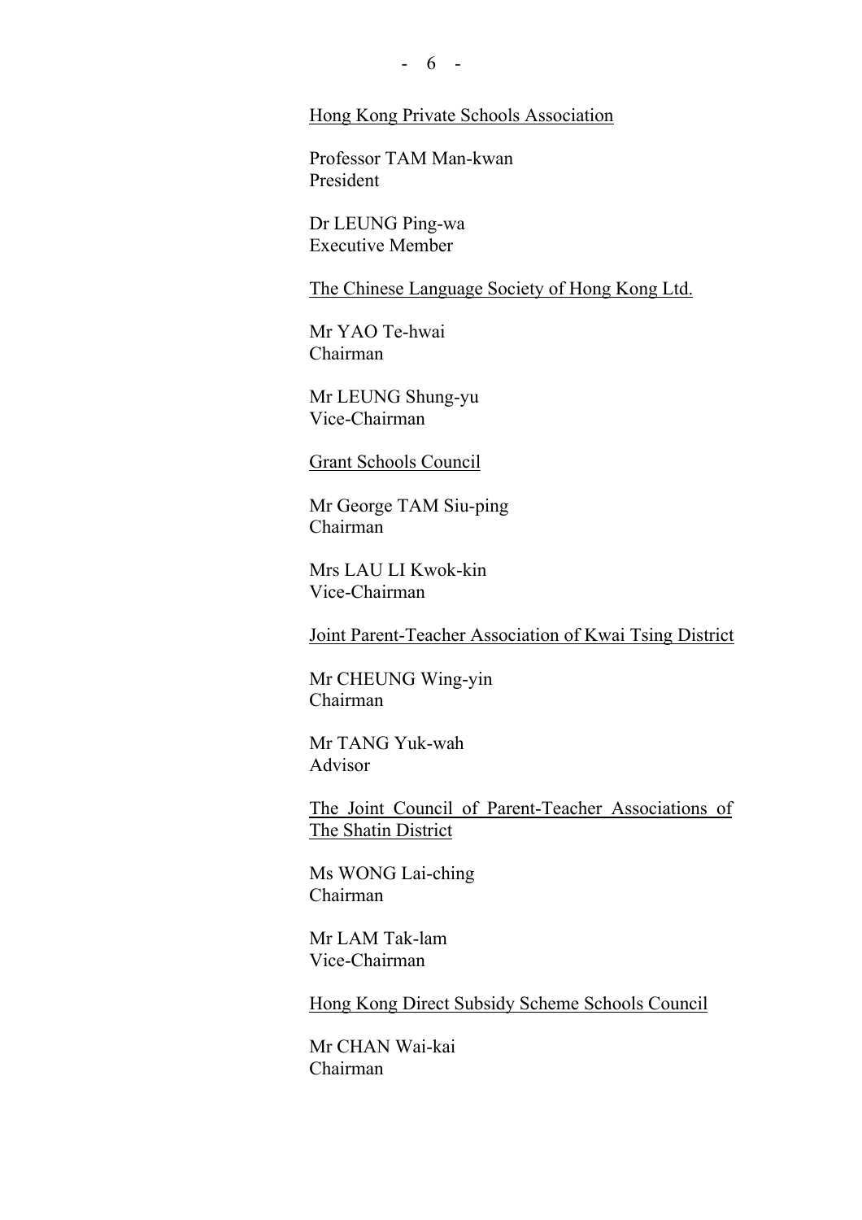<u>Hong Kong Private Schools Association</u>

Professor TAM Man-kwan
President

Dr LEUNG Ping-wa
Executive Member

<u>The Chinese Language Society of Hong Kong Ltd.</u>

Mr YAO Te-hwai
Chairman

Mr LEUNG Shung-yu
Vice-Chairman

<u>Grant Schools Council</u>

Mr George TAM Siu-ping
Chairman

Mrs LAU LI Kwok-kin
Vice-Chairman

<u>Joint Parent-Teacher Association of Kwai Tsing District</u>

Mr CHEUNG Wing-yin
Chairman

Mr TANG Yuk-wah
Advisor

<u>The Joint Council of Parent-Teacher Associations of The Shatin District</u>

Ms WONG Lai-ching
Chairman

Mr LAM Tak-lam
Vice-Chairman

<u>Hong Kong Direct Subsidy Scheme Schools Council</u>

Mr CHAN Wai-kai
Chairman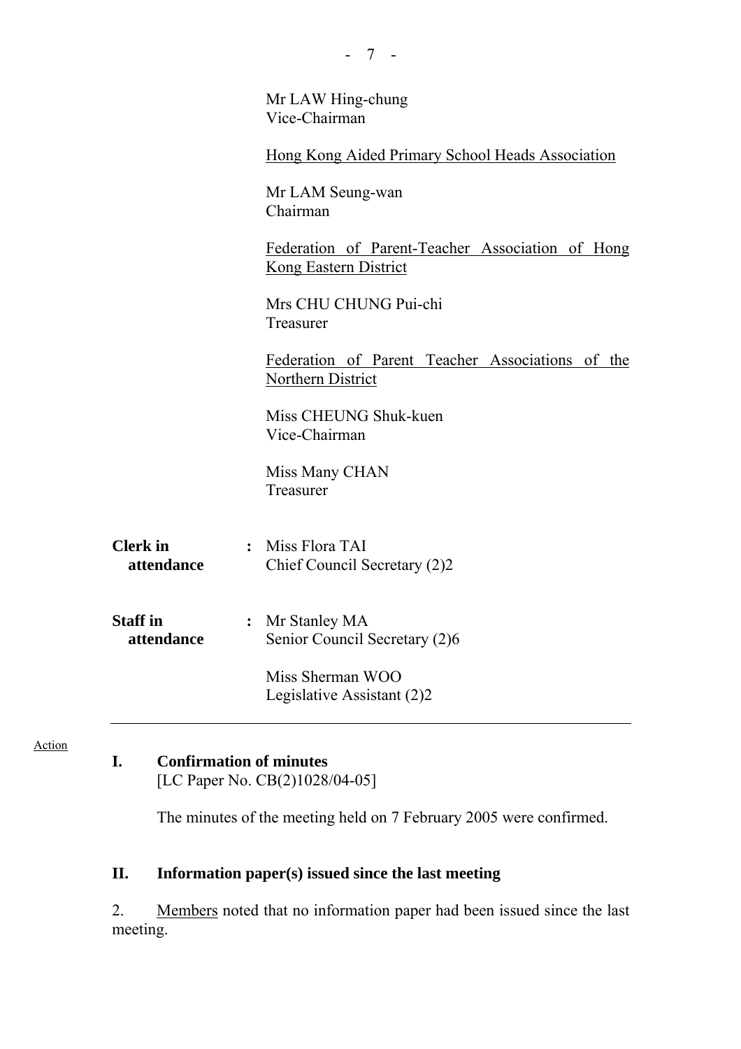Mr LAW Hing-chung
Vice-Chairman

Hong Kong Aided Primary School Heads Association

Mr LAM Seung-wan
Chairman

Federation of Parent-Teacher Association of Hong Kong Eastern District

Mrs CHU CHUNG Pui-chi
Treasurer

Federation of Parent Teacher Associations of the Northern District

Miss CHEUNG Shuk-kuen
Vice-Chairman

Miss Many CHAN
Treasurer

**Clerk in attendance** : Miss Flora TAI
Chief Council Secretary (2)2

**Staff in attendance** : Mr Stanley MA
Senior Council Secretary (2)6

Miss Sherman WOO
Legislative Assistant (2)2

---

Action

**I. Confirmation of minutes**
[LC Paper No. CB(2)1028/04-05]

The minutes of the meeting held on 7 February 2005 were confirmed.

**II. Information paper(s) issued since the last meeting**

2. Members noted that no information paper had been issued since the last meeting.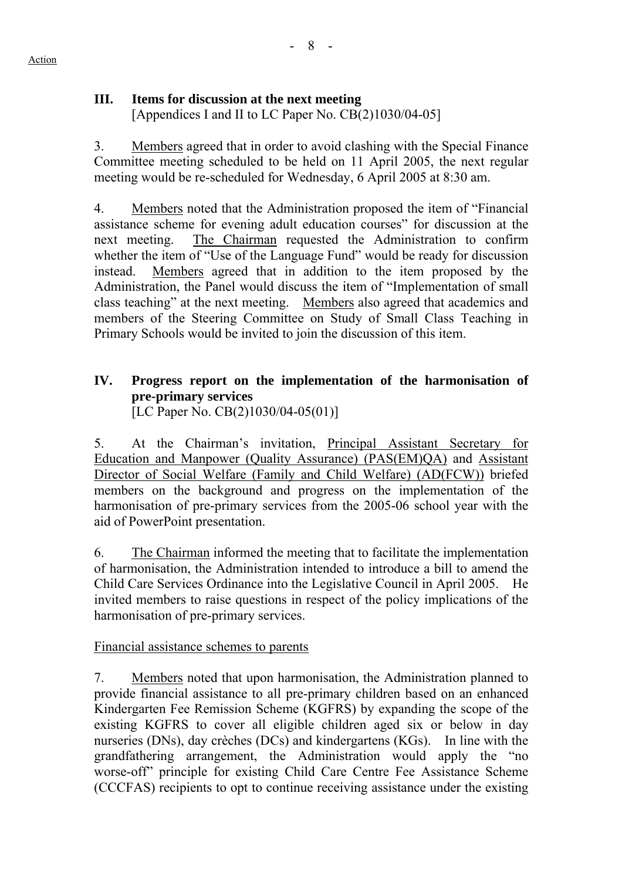## III. Items for discussion at the next meeting

[Appendices I and II to LC Paper No. CB(2)1030/04-05]

3. Members agreed that in order to avoid clashing with the Special Finance Committee meeting scheduled to be held on 11 April 2005, the next regular meeting would be re-scheduled for Wednesday, 6 April 2005 at 8:30 am.

4. Members noted that the Administration proposed the item of "Financial assistance scheme for evening adult education courses" for discussion at the next meeting. The Chairman requested the Administration to confirm whether the item of "Use of the Language Fund" would be ready for discussion instead. Members agreed that in addition to the item proposed by the Administration, the Panel would discuss the item of "Implementation of small class teaching" at the next meeting. Members also agreed that academics and members of the Steering Committee on Study of Small Class Teaching in Primary Schools would be invited to join the discussion of this item.

## IV. Progress report on the implementation of the harmonisation of pre-primary services

[LC Paper No. CB(2)1030/04-05(01)]

5. At the Chairman's invitation, Principal Assistant Secretary for Education and Manpower (Quality Assurance) (PAS(EM)QA) and Assistant Director of Social Welfare (Family and Child Welfare) (AD(FCW)) briefed members on the background and progress on the implementation of the harmonisation of pre-primary services from the 2005-06 school year with the aid of PowerPoint presentation.

6. The Chairman informed the meeting that to facilitate the implementation of harmonisation, the Administration intended to introduce a bill to amend the Child Care Services Ordinance into the Legislative Council in April 2005. He invited members to raise questions in respect of the policy implications of the harmonisation of pre-primary services.

Financial assistance schemes to parents

7. Members noted that upon harmonisation, the Administration planned to provide financial assistance to all pre-primary children based on an enhanced Kindergarten Fee Remission Scheme (KGFRS) by expanding the scope of the existing KGFRS to cover all eligible children aged six or below in day nurseries (DNs), day crèches (DCs) and kindergartens (KGs). In line with the grandfathering arrangement, the Administration would apply the "no worse-off" principle for existing Child Care Centre Fee Assistance Scheme (CCCFAS) recipients to opt to continue receiving assistance under the existing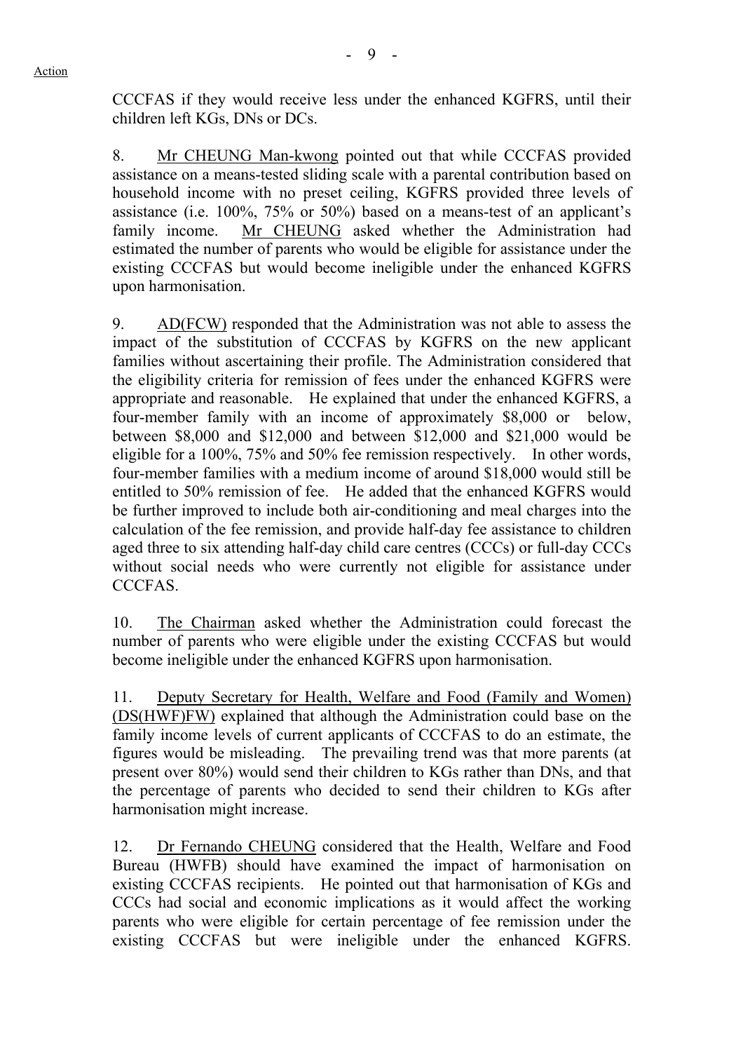CCCFAS if they would receive less under the enhanced KGFRS, until their children left KGs, DNs or DCs.

8. Mr CHEUNG Man-kwong pointed out that while CCCFAS provided assistance on a means-tested sliding scale with a parental contribution based on household income with no preset ceiling, KGFRS provided three levels of assistance (i.e. 100%, 75% or 50%) based on a means-test of an applicant's family income. Mr CHEUNG asked whether the Administration had estimated the number of parents who would be eligible for assistance under the existing CCCFAS but would become ineligible under the enhanced KGFRS upon harmonisation.

9. AD(FCW) responded that the Administration was not able to assess the impact of the substitution of CCCFAS by KGFRS on the new applicant families without ascertaining their profile. The Administration considered that the eligibility criteria for remission of fees under the enhanced KGFRS were appropriate and reasonable. He explained that under the enhanced KGFRS, a four-member family with an income of approximately $8,000 or below, between $8,000 and $12,000 and between $12,000 and $21,000 would be eligible for a 100%, 75% and 50% fee remission respectively. In other words, four-member families with a medium income of around $18,000 would still be entitled to 50% remission of fee. He added that the enhanced KGFRS would be further improved to include both air-conditioning and meal charges into the calculation of the fee remission, and provide half-day fee assistance to children aged three to six attending half-day child care centres (CCCs) or full-day CCCs without social needs who were currently not eligible for assistance under CCCFAS.

10. The Chairman asked whether the Administration could forecast the number of parents who were eligible under the existing CCCFAS but would become ineligible under the enhanced KGFRS upon harmonisation.

11. Deputy Secretary for Health, Welfare and Food (Family and Women) (DS(HWF)FW) explained that although the Administration could base on the family income levels of current applicants of CCCFAS to do an estimate, the figures would be misleading. The prevailing trend was that more parents (at present over 80%) would send their children to KGs rather than DNs, and that the percentage of parents who decided to send their children to KGs after harmonisation might increase.

12. Dr Fernando CHEUNG considered that the Health, Welfare and Food Bureau (HWFB) should have examined the impact of harmonisation on existing CCCFAS recipients. He pointed out that harmonisation of KGs and CCCs had social and economic implications as it would affect the working parents who were eligible for certain percentage of fee remission under the existing CCCFAS but were ineligible under the enhanced KGFRS.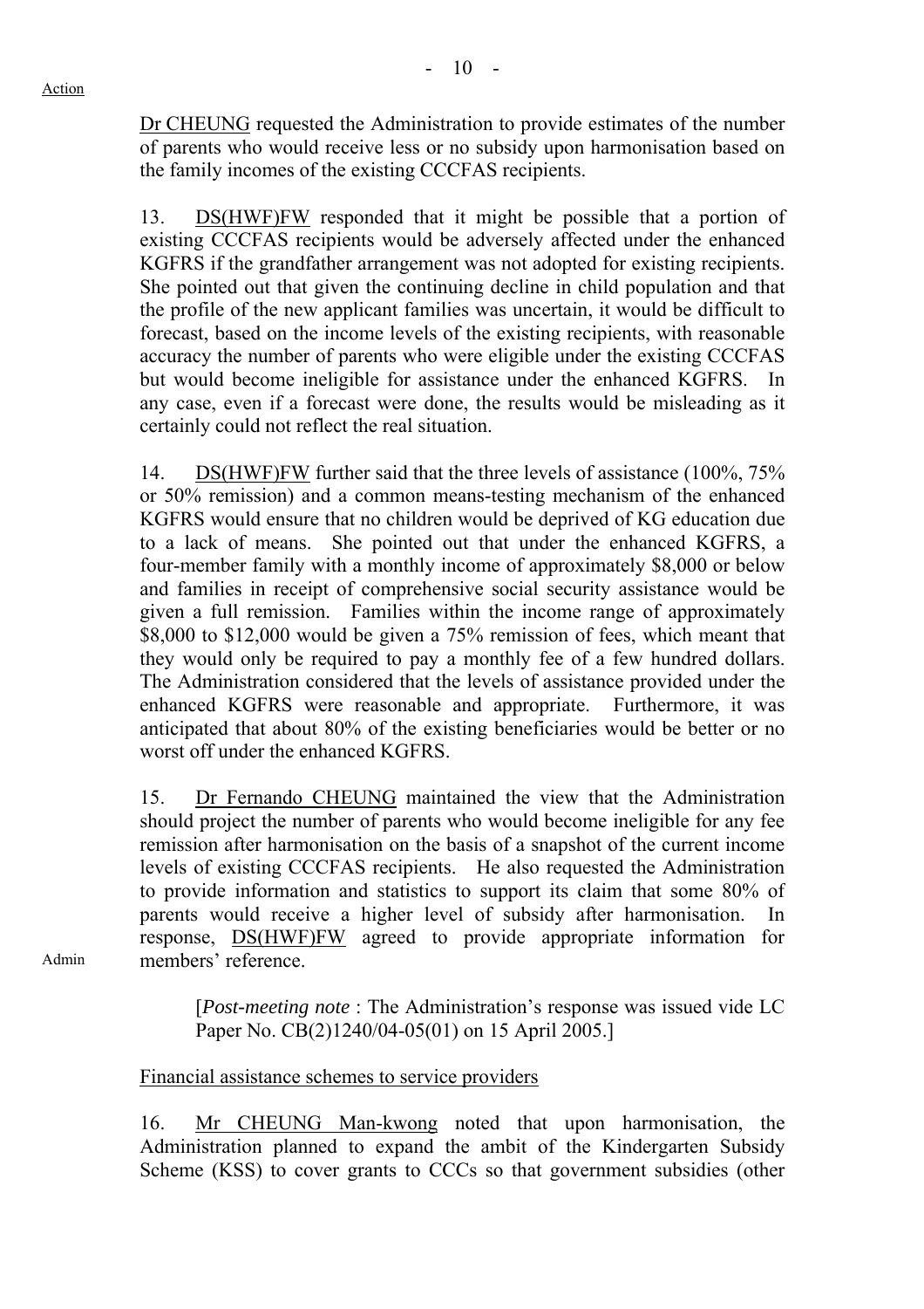Dr CHEUNG requested the Administration to provide estimates of the number of parents who would receive less or no subsidy upon harmonisation based on the family incomes of the existing CCCFAS recipients.

13. DS(HWF)FW responded that it might be possible that a portion of existing CCCFAS recipients would be adversely affected under the enhanced KGFRS if the grandfather arrangement was not adopted for existing recipients. She pointed out that given the continuing decline in child population and that the profile of the new applicant families was uncertain, it would be difficult to forecast, based on the income levels of the existing recipients, with reasonable accuracy the number of parents who were eligible under the existing CCCFAS but would become ineligible for assistance under the enhanced KGFRS. In any case, even if a forecast were done, the results would be misleading as it certainly could not reflect the real situation.

14. DS(HWF)FW further said that the three levels of assistance (100%, 75% or 50% remission) and a common means-testing mechanism of the enhanced KGFRS would ensure that no children would be deprived of KG education due to a lack of means. She pointed out that under the enhanced KGFRS, a four-member family with a monthly income of approximately $8,000 or below and families in receipt of comprehensive social security assistance would be given a full remission. Families within the income range of approximately $8,000 to $12,000 would be given a 75% remission of fees, which meant that they would only be required to pay a monthly fee of a few hundred dollars. The Administration considered that the levels of assistance provided under the enhanced KGFRS were reasonable and appropriate. Furthermore, it was anticipated that about 80% of the existing beneficiaries would be better or no worst off under the enhanced KGFRS.

15. Dr Fernando CHEUNG maintained the view that the Administration should project the number of parents who would become ineligible for any fee remission after harmonisation on the basis of a snapshot of the current income levels of existing CCCFAS recipients. He also requested the Administration to provide information and statistics to support its claim that some 80% of parents would receive a higher level of subsidy after harmonisation. In response, DS(HWF)FW agreed to provide appropriate information for members' reference.

Action: Admin

[*Post-meeting note* : The Administration's response was issued vide LC Paper No. CB(2)1240/04-05(01) on 15 April 2005.]

Financial assistance schemes to service providers

16. Mr CHEUNG Man-kwong noted that upon harmonisation, the Administration planned to expand the ambit of the Kindergarten Subsidy Scheme (KSS) to cover grants to CCCs so that government subsidies (other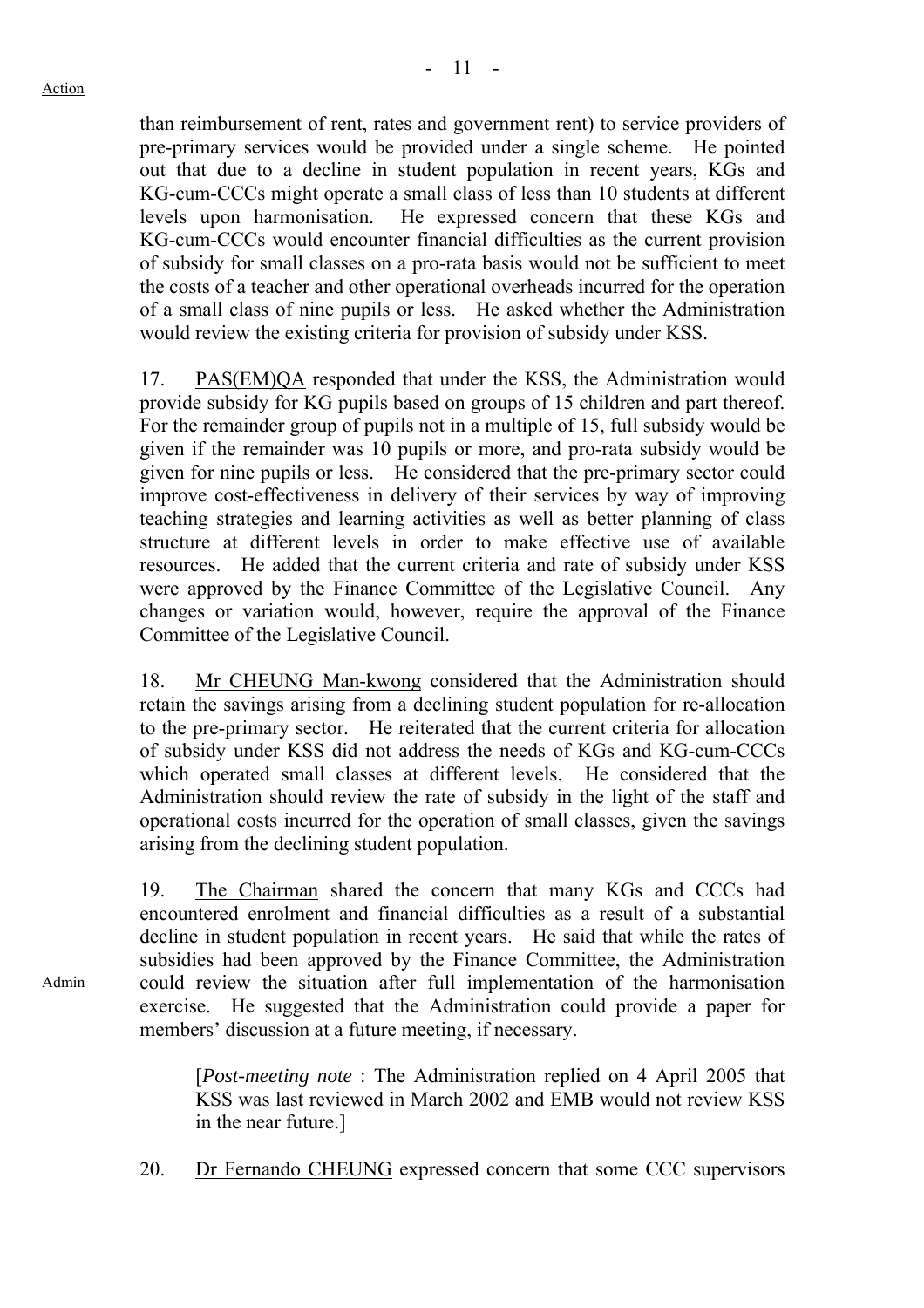than reimbursement of rent, rates and government rent) to service providers of pre-primary services would be provided under a single scheme. He pointed out that due to a decline in student population in recent years, KGs and KG-cum-CCCs might operate a small class of less than 10 students at different levels upon harmonisation. He expressed concern that these KGs and KG-cum-CCCs would encounter financial difficulties as the current provision of subsidy for small classes on a pro-rata basis would not be sufficient to meet the costs of a teacher and other operational overheads incurred for the operation of a small class of nine pupils or less. He asked whether the Administration would review the existing criteria for provision of subsidy under KSS.

17. PAS(EM)QA responded that under the KSS, the Administration would provide subsidy for KG pupils based on groups of 15 children and part thereof. For the remainder group of pupils not in a multiple of 15, full subsidy would be given if the remainder was 10 pupils or more, and pro-rata subsidy would be given for nine pupils or less. He considered that the pre-primary sector could improve cost-effectiveness in delivery of their services by way of improving teaching strategies and learning activities as well as better planning of class structure at different levels in order to make effective use of available resources. He added that the current criteria and rate of subsidy under KSS were approved by the Finance Committee of the Legislative Council. Any changes or variation would, however, require the approval of the Finance Committee of the Legislative Council.

18. Mr CHEUNG Man-kwong considered that the Administration should retain the savings arising from a declining student population for re-allocation to the pre-primary sector. He reiterated that the current criteria for allocation of subsidy under KSS did not address the needs of KGs and KG-cum-CCCs which operated small classes at different levels. He considered that the Administration should review the rate of subsidy in the light of the staff and operational costs incurred for the operation of small classes, given the savings arising from the declining student population.

19. The Chairman shared the concern that many KGs and CCCs had encountered enrolment and financial difficulties as a result of a substantial decline in student population in recent years. He said that while the rates of subsidies had been approved by the Finance Committee, the Administration could review the situation after full implementation of the harmonisation exercise. He suggested that the Administration could provide a paper for members' discussion at a future meeting, if necessary. **Admin**

> [*Post-meeting note* : The Administration replied on 4 April 2005 that KSS was last reviewed in March 2002 and EMB would not review KSS in the near future.]

20. Dr Fernando CHEUNG expressed concern that some CCC supervisors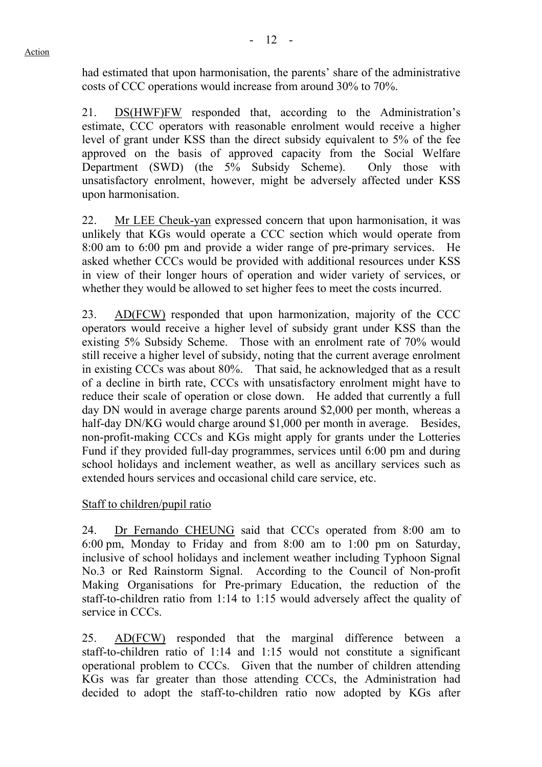had estimated that upon harmonisation, the parents' share of the administrative costs of CCC operations would increase from around 30% to 70%.

21. DS(HWF)FW responded that, according to the Administration's estimate, CCC operators with reasonable enrolment would receive a higher level of grant under KSS than the direct subsidy equivalent to 5% of the fee approved on the basis of approved capacity from the Social Welfare Department (SWD) (the 5% Subsidy Scheme). Only those with unsatisfactory enrolment, however, might be adversely affected under KSS upon harmonisation.

22. Mr LEE Cheuk-yan expressed concern that upon harmonisation, it was unlikely that KGs would operate a CCC section which would operate from 8:00 am to 6:00 pm and provide a wider range of pre-primary services. He asked whether CCCs would be provided with additional resources under KSS in view of their longer hours of operation and wider variety of services, or whether they would be allowed to set higher fees to meet the costs incurred.

23. AD(FCW) responded that upon harmonization, majority of the CCC operators would receive a higher level of subsidy grant under KSS than the existing 5% Subsidy Scheme. Those with an enrolment rate of 70% would still receive a higher level of subsidy, noting that the current average enrolment in existing CCCs was about 80%. That said, he acknowledged that as a result of a decline in birth rate, CCCs with unsatisfactory enrolment might have to reduce their scale of operation or close down. He added that currently a full day DN would in average charge parents around $2,000 per month, whereas a half-day DN/KG would charge around $1,000 per month in average. Besides, non-profit-making CCCs and KGs might apply for grants under the Lotteries Fund if they provided full-day programmes, services until 6:00 pm and during school holidays and inclement weather, as well as ancillary services such as extended hours services and occasional child care service, etc.

Staff to children/pupil ratio

24. Dr Fernando CHEUNG said that CCCs operated from 8:00 am to 6:00 pm, Monday to Friday and from 8:00 am to 1:00 pm on Saturday, inclusive of school holidays and inclement weather including Typhoon Signal No.3 or Red Rainstorm Signal. According to the Council of Non-profit Making Organisations for Pre-primary Education, the reduction of the staff-to-children ratio from 1:14 to 1:15 would adversely affect the quality of service in CCCs.

25. AD(FCW) responded that the marginal difference between a staff-to-children ratio of 1:14 and 1:15 would not constitute a significant operational problem to CCCs. Given that the number of children attending KGs was far greater than those attending CCCs, the Administration had decided to adopt the staff-to-children ratio now adopted by KGs after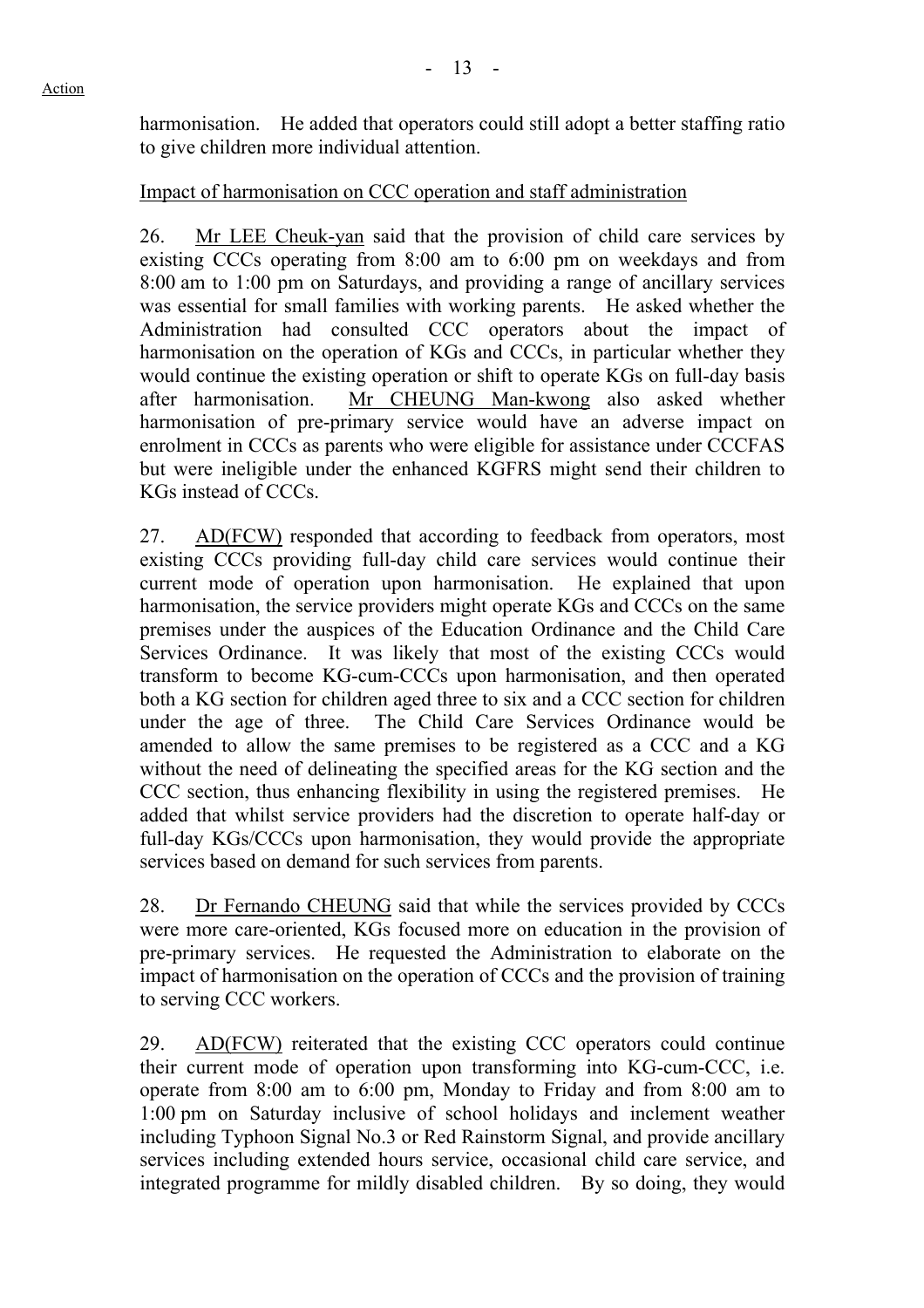harmonisation. He added that operators could still adopt a better staffing ratio to give children more individual attention.

Impact of harmonisation on CCC operation and staff administration

26. Mr LEE Cheuk-yan said that the provision of child care services by existing CCCs operating from 8:00 am to 6:00 pm on weekdays and from 8:00 am to 1:00 pm on Saturdays, and providing a range of ancillary services was essential for small families with working parents. He asked whether the Administration had consulted CCC operators about the impact of harmonisation on the operation of KGs and CCCs, in particular whether they would continue the existing operation or shift to operate KGs on full-day basis after harmonisation. Mr CHEUNG Man-kwong also asked whether harmonisation of pre-primary service would have an adverse impact on enrolment in CCCs as parents who were eligible for assistance under CCCFAS but were ineligible under the enhanced KGFRS might send their children to KGs instead of CCCs.

27. AD(FCW) responded that according to feedback from operators, most existing CCCs providing full-day child care services would continue their current mode of operation upon harmonisation. He explained that upon harmonisation, the service providers might operate KGs and CCCs on the same premises under the auspices of the Education Ordinance and the Child Care Services Ordinance. It was likely that most of the existing CCCs would transform to become KG-cum-CCCs upon harmonisation, and then operated both a KG section for children aged three to six and a CCC section for children under the age of three. The Child Care Services Ordinance would be amended to allow the same premises to be registered as a CCC and a KG without the need of delineating the specified areas for the KG section and the CCC section, thus enhancing flexibility in using the registered premises. He added that whilst service providers had the discretion to operate half-day or full-day KGs/CCCs upon harmonisation, they would provide the appropriate services based on demand for such services from parents.

28. Dr Fernando CHEUNG said that while the services provided by CCCs were more care-oriented, KGs focused more on education in the provision of pre-primary services. He requested the Administration to elaborate on the impact of harmonisation on the operation of CCCs and the provision of training to serving CCC workers.

29. AD(FCW) reiterated that the existing CCC operators could continue their current mode of operation upon transforming into KG-cum-CCC, i.e. operate from 8:00 am to 6:00 pm, Monday to Friday and from 8:00 am to 1:00 pm on Saturday inclusive of school holidays and inclement weather including Typhoon Signal No.3 or Red Rainstorm Signal, and provide ancillary services including extended hours service, occasional child care service, and integrated programme for mildly disabled children. By so doing, they would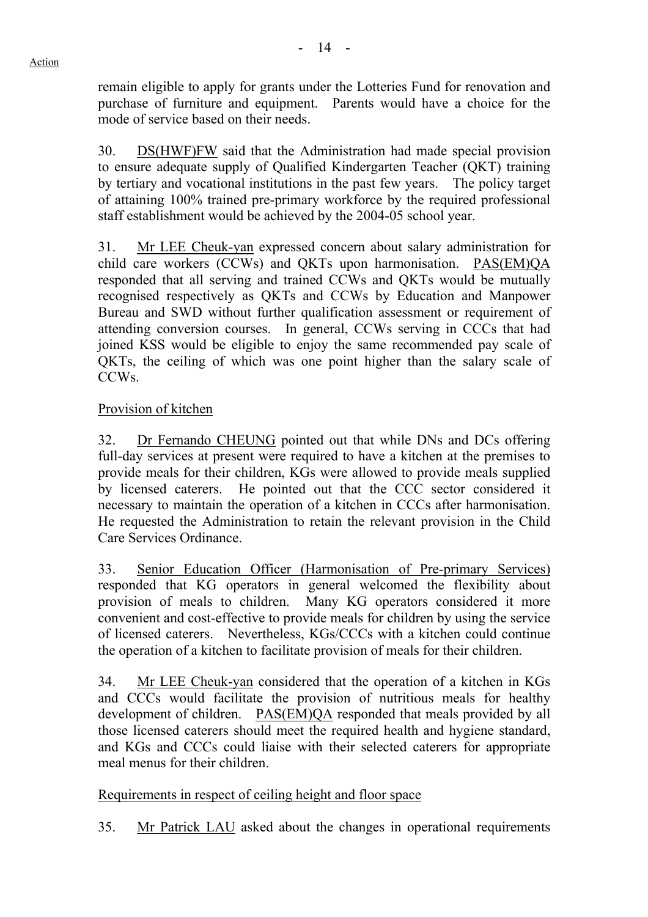remain eligible to apply for grants under the Lotteries Fund for renovation and purchase of furniture and equipment. Parents would have a choice for the mode of service based on their needs.

30. DS(HWF)FW said that the Administration had made special provision to ensure adequate supply of Qualified Kindergarten Teacher (QKT) training by tertiary and vocational institutions in the past few years. The policy target of attaining 100% trained pre-primary workforce by the required professional staff establishment would be achieved by the 2004-05 school year.

31. Mr LEE Cheuk-yan expressed concern about salary administration for child care workers (CCWs) and QKTs upon harmonisation. PAS(EM)QA responded that all serving and trained CCWs and QKTs would be mutually recognised respectively as QKTs and CCWs by Education and Manpower Bureau and SWD without further qualification assessment or requirement of attending conversion courses. In general, CCWs serving in CCCs that had joined KSS would be eligible to enjoy the same recommended pay scale of QKTs, the ceiling of which was one point higher than the salary scale of CCWs.

Provision of kitchen

32. Dr Fernando CHEUNG pointed out that while DNs and DCs offering full-day services at present were required to have a kitchen at the premises to provide meals for their children, KGs were allowed to provide meals supplied by licensed caterers. He pointed out that the CCC sector considered it necessary to maintain the operation of a kitchen in CCCs after harmonisation. He requested the Administration to retain the relevant provision in the Child Care Services Ordinance.

33. Senior Education Officer (Harmonisation of Pre-primary Services) responded that KG operators in general welcomed the flexibility about provision of meals to children. Many KG operators considered it more convenient and cost-effective to provide meals for children by using the service of licensed caterers. Nevertheless, KGs/CCCs with a kitchen could continue the operation of a kitchen to facilitate provision of meals for their children.

34. Mr LEE Cheuk-yan considered that the operation of a kitchen in KGs and CCCs would facilitate the provision of nutritious meals for healthy development of children. PAS(EM)QA responded that meals provided by all those licensed caterers should meet the required health and hygiene standard, and KGs and CCCs could liaise with their selected caterers for appropriate meal menus for their children.

Requirements in respect of ceiling height and floor space

35. Mr Patrick LAU asked about the changes in operational requirements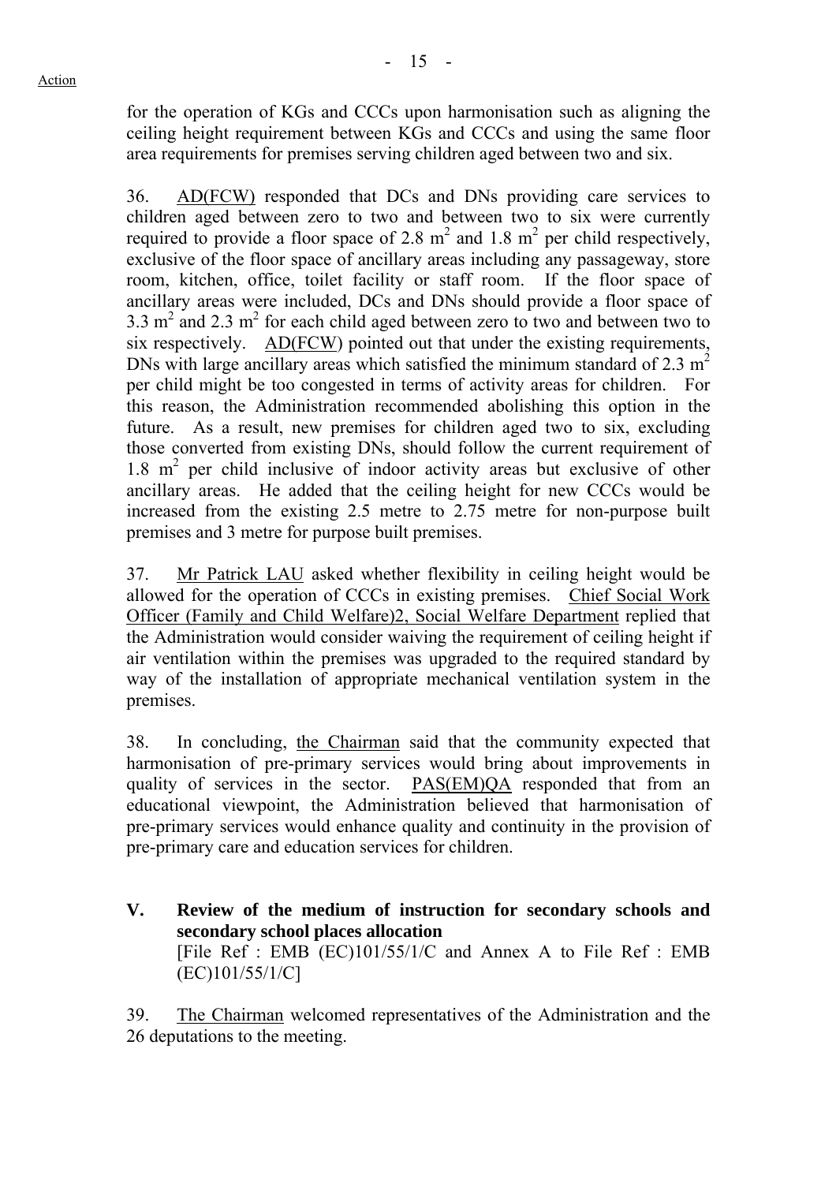for the operation of KGs and CCCs upon harmonisation such as aligning the ceiling height requirement between KGs and CCCs and using the same floor area requirements for premises serving children aged between two and six.

36. AD(FCW) responded that DCs and DNs providing care services to children aged between zero to two and between two to six were currently required to provide a floor space of 2.8 $m^2$ and 1.8 $m^2$ per child respectively, exclusive of the floor space of ancillary areas including any passageway, store room, kitchen, office, toilet facility or staff room. If the floor space of ancillary areas were included, DCs and DNs should provide a floor space of 3.3 $m^2$ and 2.3 $m^2$ for each child aged between zero to two and between two to six respectively. AD(FCW) pointed out that under the existing requirements, DNs with large ancillary areas which satisfied the minimum standard of 2.3 $m^2$ per child might be too congested in terms of activity areas for children. For this reason, the Administration recommended abolishing this option in the future. As a result, new premises for children aged two to six, excluding those converted from existing DNs, should follow the current requirement of 1.8 $m^2$ per child inclusive of indoor activity areas but exclusive of other ancillary areas. He added that the ceiling height for new CCCs would be increased from the existing 2.5 metre to 2.75 metre for non-purpose built premises and 3 metre for purpose built premises.

37. Mr Patrick LAU asked whether flexibility in ceiling height would be allowed for the operation of CCCs in existing premises. Chief Social Work Officer (Family and Child Welfare)2, Social Welfare Department replied that the Administration would consider waiving the requirement of ceiling height if air ventilation within the premises was upgraded to the required standard by way of the installation of appropriate mechanical ventilation system in the premises.

38. In concluding, the Chairman said that the community expected that harmonisation of pre-primary services would bring about improvements in quality of services in the sector. PAS(EM)QA responded that from an educational viewpoint, the Administration believed that harmonisation of pre-primary services would enhance quality and continuity in the provision of pre-primary care and education services for children.

## V. Review of the medium of instruction for secondary schools and secondary school places allocation

[File Ref : EMB (EC)101/55/1/C and Annex A to File Ref : EMB (EC)101/55/1/C]

39. The Chairman welcomed representatives of the Administration and the 26 deputations to the meeting.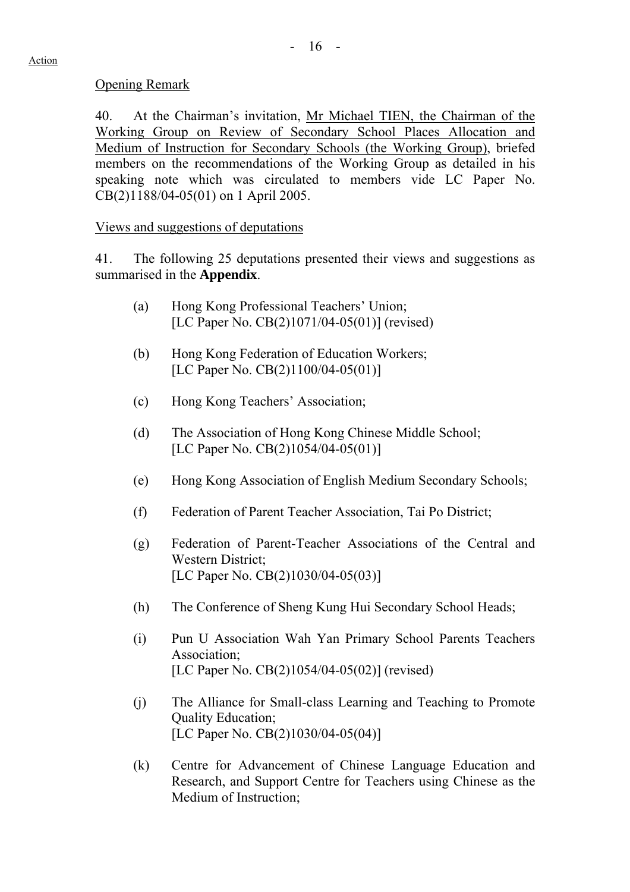Action

Opening Remark

40. At the Chairman's invitation, Mr Michael TIEN, the Chairman of the Working Group on Review of Secondary School Places Allocation and Medium of Instruction for Secondary Schools (the Working Group), briefed members on the recommendations of the Working Group as detailed in his speaking note which was circulated to members vide LC Paper No. CB(2)1188/04-05(01) on 1 April 2005.

Views and suggestions of deputations

41. The following 25 deputations presented their views and suggestions as summarised in the **Appendix**.

(a) Hong Kong Professional Teachers' Union;
[LC Paper No. CB(2)1071/04-05(01)] (revised)

(b) Hong Kong Federation of Education Workers;
[LC Paper No. CB(2)1100/04-05(01)]

(c) Hong Kong Teachers' Association;

(d) The Association of Hong Kong Chinese Middle School;
[LC Paper No. CB(2)1054/04-05(01)]

(e) Hong Kong Association of English Medium Secondary Schools;

(f) Federation of Parent Teacher Association, Tai Po District;

(g) Federation of Parent-Teacher Associations of the Central and Western District;
[LC Paper No. CB(2)1030/04-05(03)]

(h) The Conference of Sheng Kung Hui Secondary School Heads;

(i) Pun U Association Wah Yan Primary School Parents Teachers Association;
[LC Paper No. CB(2)1054/04-05(02)] (revised)

(j) The Alliance for Small-class Learning and Teaching to Promote Quality Education;
[LC Paper No. CB(2)1030/04-05(04)]

(k) Centre for Advancement of Chinese Language Education and Research, and Support Centre for Teachers using Chinese as the Medium of Instruction;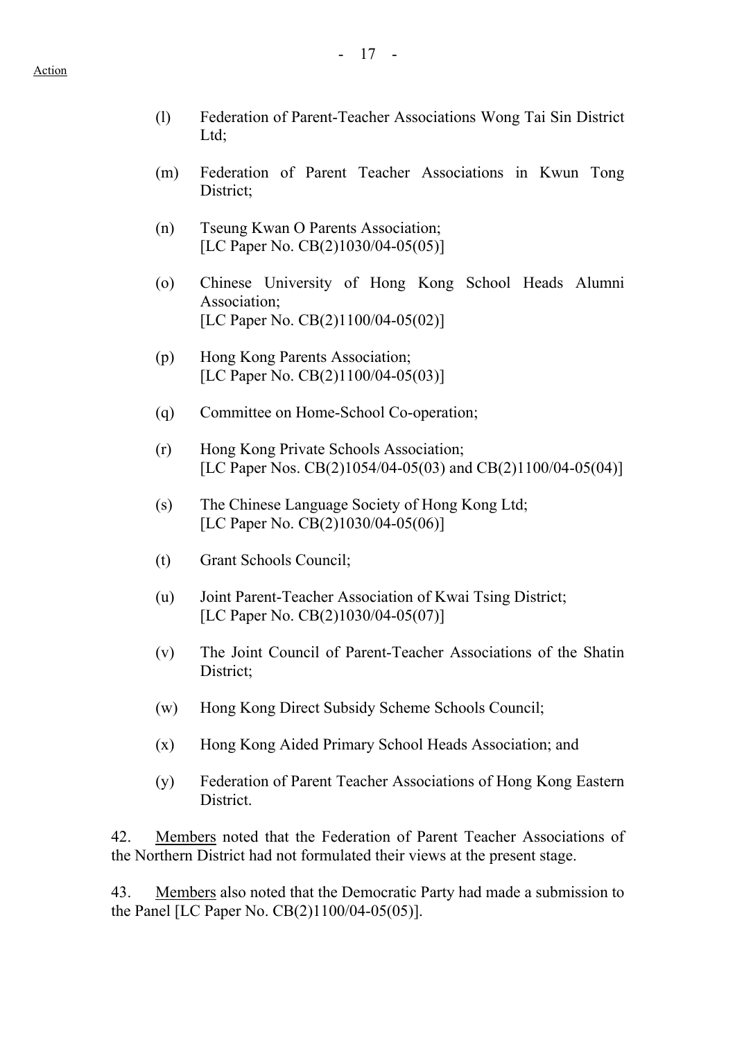Action

(l) Federation of Parent-Teacher Associations Wong Tai Sin District Ltd;

(m) Federation of Parent Teacher Associations in Kwun Tong District;

(n) Tseung Kwan O Parents Association;
[LC Paper No. CB(2)1030/04-05(05)]

(o) Chinese University of Hong Kong School Heads Alumni Association;
[LC Paper No. CB(2)1100/04-05(02)]

(p) Hong Kong Parents Association;
[LC Paper No. CB(2)1100/04-05(03)]

(q) Committee on Home-School Co-operation;

(r) Hong Kong Private Schools Association;
[LC Paper Nos. CB(2)1054/04-05(03) and CB(2)1100/04-05(04)]

(s) The Chinese Language Society of Hong Kong Ltd;
[LC Paper No. CB(2)1030/04-05(06)]

(t) Grant Schools Council;

(u) Joint Parent-Teacher Association of Kwai Tsing District;
[LC Paper No. CB(2)1030/04-05(07)]

(v) The Joint Council of Parent-Teacher Associations of the Shatin District;

(w) Hong Kong Direct Subsidy Scheme Schools Council;

(x) Hong Kong Aided Primary School Heads Association; and

(y) Federation of Parent Teacher Associations of Hong Kong Eastern District.

42. Members noted that the Federation of Parent Teacher Associations of the Northern District had not formulated their views at the present stage.

43. Members also noted that the Democratic Party had made a submission to the Panel [LC Paper No. CB(2)1100/04-05(05)].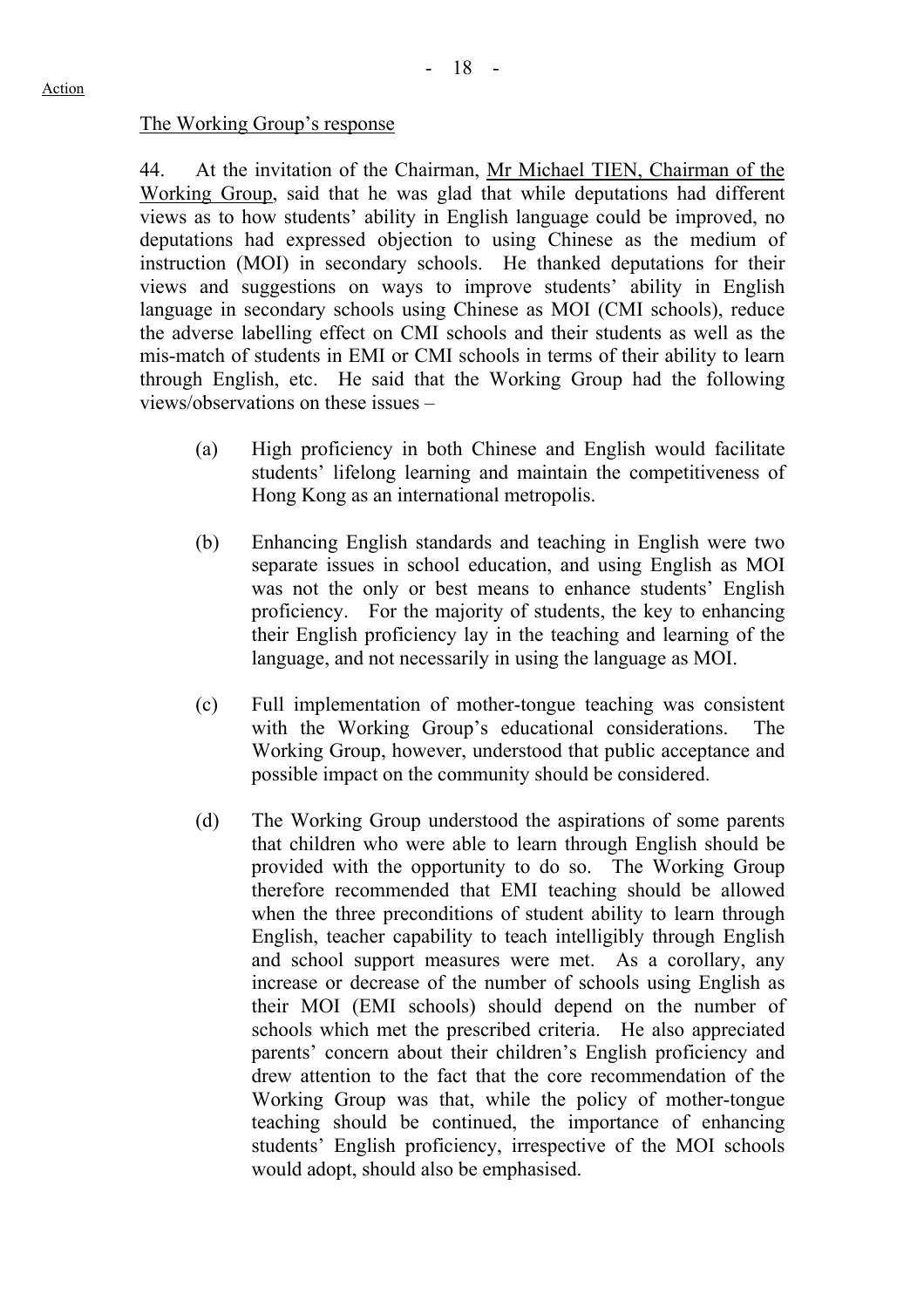Action

The Working Group's response

44. At the invitation of the Chairman, Mr Michael TIEN, Chairman of the Working Group, said that he was glad that while deputations had different views as to how students' ability in English language could be improved, no deputations had expressed objection to using Chinese as the medium of instruction (MOI) in secondary schools. He thanked deputations for their views and suggestions on ways to improve students' ability in English language in secondary schools using Chinese as MOI (CMI schools), reduce the adverse labelling effect on CMI schools and their students as well as the mis-match of students in EMI or CMI schools in terms of their ability to learn through English, etc. He said that the Working Group had the following views/observations on these issues –

(a) High proficiency in both Chinese and English would facilitate students' lifelong learning and maintain the competitiveness of Hong Kong as an international metropolis.

(b) Enhancing English standards and teaching in English were two separate issues in school education, and using English as MOI was not the only or best means to enhance students' English proficiency. For the majority of students, the key to enhancing their English proficiency lay in the teaching and learning of the language, and not necessarily in using the language as MOI.

(c) Full implementation of mother-tongue teaching was consistent with the Working Group's educational considerations. The Working Group, however, understood that public acceptance and possible impact on the community should be considered.

(d) The Working Group understood the aspirations of some parents that children who were able to learn through English should be provided with the opportunity to do so. The Working Group therefore recommended that EMI teaching should be allowed when the three preconditions of student ability to learn through English, teacher capability to teach intelligibly through English and school support measures were met. As a corollary, any increase or decrease of the number of schools using English as their MOI (EMI schools) should depend on the number of schools which met the prescribed criteria. He also appreciated parents' concern about their children's English proficiency and drew attention to the fact that the core recommendation of the Working Group was that, while the policy of mother-tongue teaching should be continued, the importance of enhancing students' English proficiency, irrespective of the MOI schools would adopt, should also be emphasised.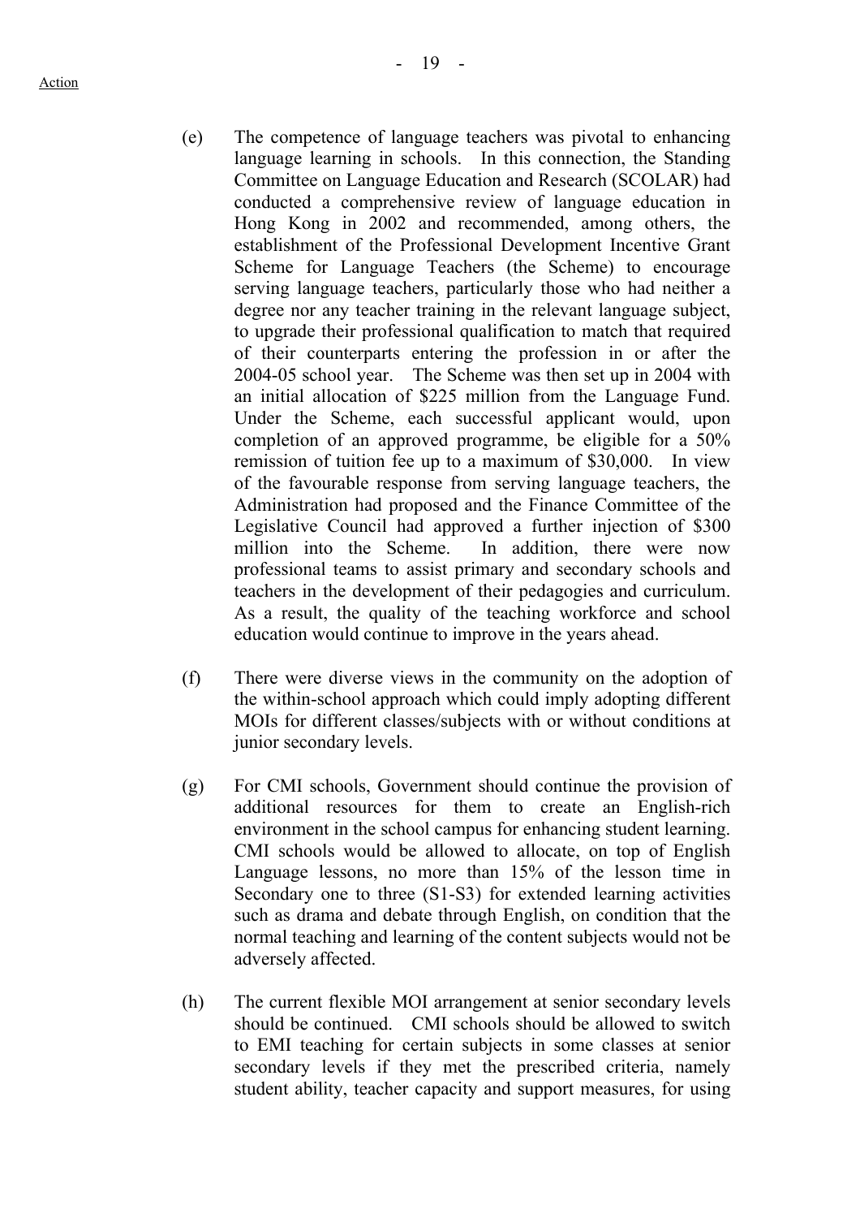(e) The competence of language teachers was pivotal to enhancing language learning in schools. In this connection, the Standing Committee on Language Education and Research (SCOLAR) had conducted a comprehensive review of language education in Hong Kong in 2002 and recommended, among others, the establishment of the Professional Development Incentive Grant Scheme for Language Teachers (the Scheme) to encourage serving language teachers, particularly those who had neither a degree nor any teacher training in the relevant language subject, to upgrade their professional qualification to match that required of their counterparts entering the profession in or after the 2004-05 school year. The Scheme was then set up in 2004 with an initial allocation of $225 million from the Language Fund. Under the Scheme, each successful applicant would, upon completion of an approved programme, be eligible for a 50% remission of tuition fee up to a maximum of $30,000. In view of the favourable response from serving language teachers, the Administration had proposed and the Finance Committee of the Legislative Council had approved a further injection of $300 million into the Scheme. In addition, there were now professional teams to assist primary and secondary schools and teachers in the development of their pedagogies and curriculum. As a result, the quality of the teaching workforce and school education would continue to improve in the years ahead.

(f) There were diverse views in the community on the adoption of the within-school approach which could imply adopting different MOIs for different classes/subjects with or without conditions at junior secondary levels.

(g) For CMI schools, Government should continue the provision of additional resources for them to create an English-rich environment in the school campus for enhancing student learning. CMI schools would be allowed to allocate, on top of English Language lessons, no more than 15% of the lesson time in Secondary one to three (S1-S3) for extended learning activities such as drama and debate through English, on condition that the normal teaching and learning of the content subjects would not be adversely affected.

(h) The current flexible MOI arrangement at senior secondary levels should be continued. CMI schools should be allowed to switch to EMI teaching for certain subjects in some classes at senior secondary levels if they met the prescribed criteria, namely student ability, teacher capacity and support measures, for using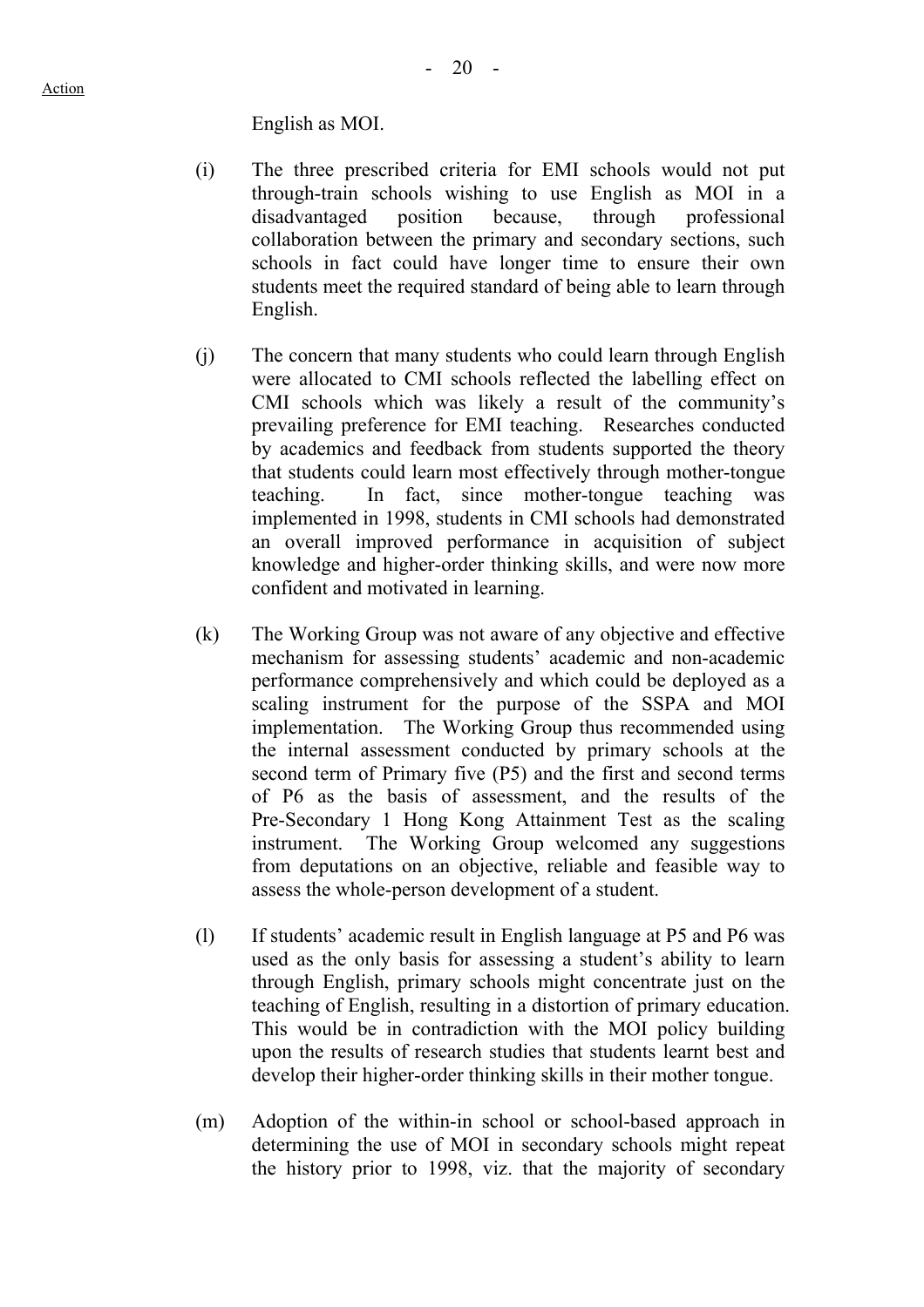English as MOI.

(i) The three prescribed criteria for EMI schools would not put through-train schools wishing to use English as MOI in a disadvantaged position because, through professional collaboration between the primary and secondary sections, such schools in fact could have longer time to ensure their own students meet the required standard of being able to learn through English.

(j) The concern that many students who could learn through English were allocated to CMI schools reflected the labelling effect on CMI schools which was likely a result of the community's prevailing preference for EMI teaching. Researches conducted by academics and feedback from students supported the theory that students could learn most effectively through mother-tongue teaching. In fact, since mother-tongue teaching was implemented in 1998, students in CMI schools had demonstrated an overall improved performance in acquisition of subject knowledge and higher-order thinking skills, and were now more confident and motivated in learning.

(k) The Working Group was not aware of any objective and effective mechanism for assessing students' academic and non-academic performance comprehensively and which could be deployed as a scaling instrument for the purpose of the SSPA and MOI implementation. The Working Group thus recommended using the internal assessment conducted by primary schools at the second term of Primary five (P5) and the first and second terms of P6 as the basis of assessment, and the results of the Pre-Secondary 1 Hong Kong Attainment Test as the scaling instrument. The Working Group welcomed any suggestions from deputations on an objective, reliable and feasible way to assess the whole-person development of a student.

(l) If students' academic result in English language at P5 and P6 was used as the only basis for assessing a student's ability to learn through English, primary schools might concentrate just on the teaching of English, resulting in a distortion of primary education. This would be in contradiction with the MOI policy building upon the results of research studies that students learnt best and develop their higher-order thinking skills in their mother tongue.

(m) Adoption of the within-in school or school-based approach in determining the use of MOI in secondary schools might repeat the history prior to 1998, viz. that the majority of secondary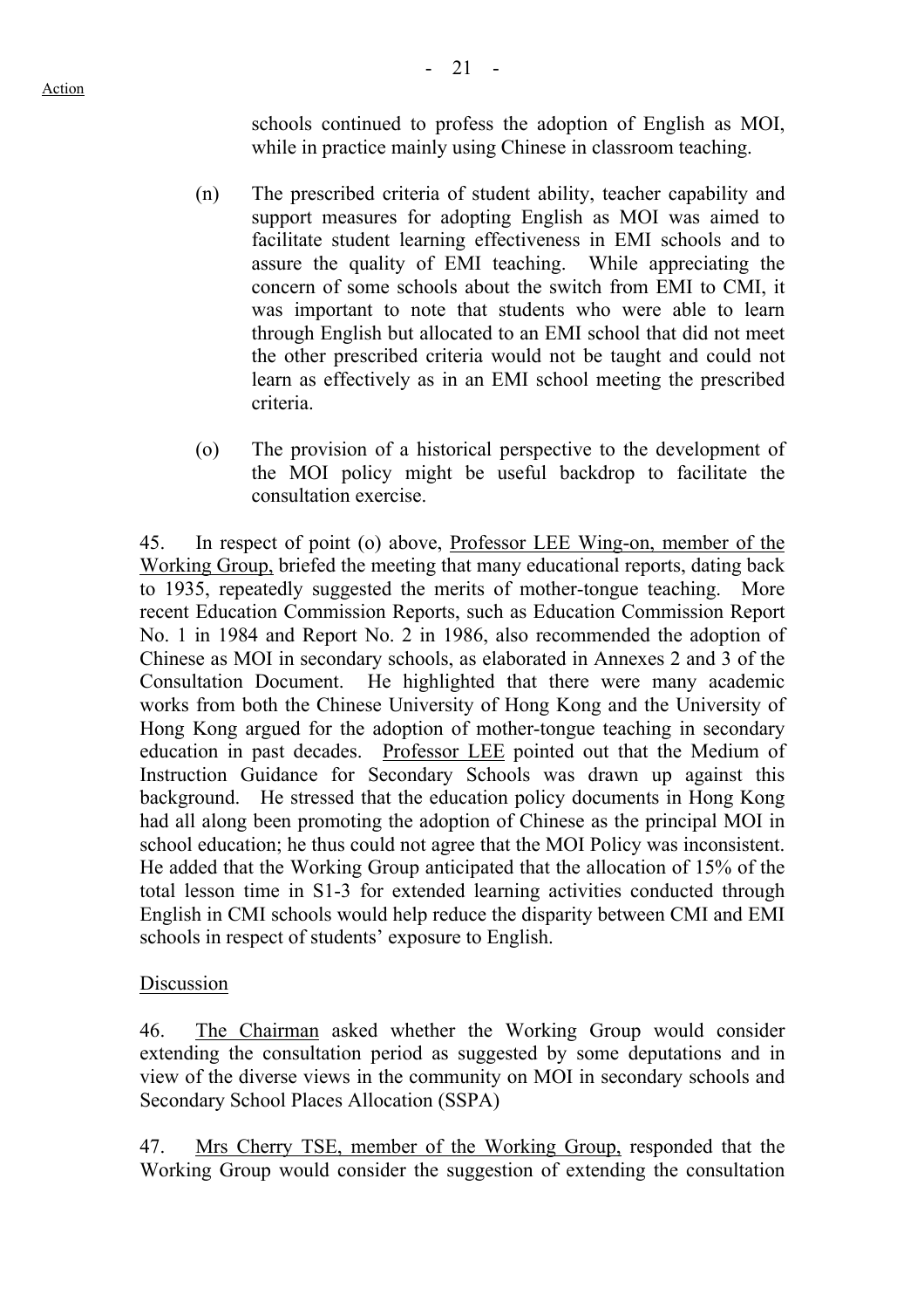schools continued to profess the adoption of English as MOI, while in practice mainly using Chinese in classroom teaching.

(n) The prescribed criteria of student ability, teacher capability and support measures for adopting English as MOI was aimed to facilitate student learning effectiveness in EMI schools and to assure the quality of EMI teaching. While appreciating the concern of some schools about the switch from EMI to CMI, it was important to note that students who were able to learn through English but allocated to an EMI school that did not meet the other prescribed criteria would not be taught and could not learn as effectively as in an EMI school meeting the prescribed criteria.

(o) The provision of a historical perspective to the development of the MOI policy might be useful backdrop to facilitate the consultation exercise.

45. In respect of point (o) above, Professor LEE Wing-on, member of the Working Group, briefed the meeting that many educational reports, dating back to 1935, repeatedly suggested the merits of mother-tongue teaching. More recent Education Commission Reports, such as Education Commission Report No. 1 in 1984 and Report No. 2 in 1986, also recommended the adoption of Chinese as MOI in secondary schools, as elaborated in Annexes 2 and 3 of the Consultation Document. He highlighted that there were many academic works from both the Chinese University of Hong Kong and the University of Hong Kong argued for the adoption of mother-tongue teaching in secondary education in past decades. Professor LEE pointed out that the Medium of Instruction Guidance for Secondary Schools was drawn up against this background. He stressed that the education policy documents in Hong Kong had all along been promoting the adoption of Chinese as the principal MOI in school education; he thus could not agree that the MOI Policy was inconsistent. He added that the Working Group anticipated that the allocation of 15% of the total lesson time in S1-3 for extended learning activities conducted through English in CMI schools would help reduce the disparity between CMI and EMI schools in respect of students' exposure to English.

Discussion

46. The Chairman asked whether the Working Group would consider extending the consultation period as suggested by some deputations and in view of the diverse views in the community on MOI in secondary schools and Secondary School Places Allocation (SSPA)

47. Mrs Cherry TSE, member of the Working Group, responded that the Working Group would consider the suggestion of extending the consultation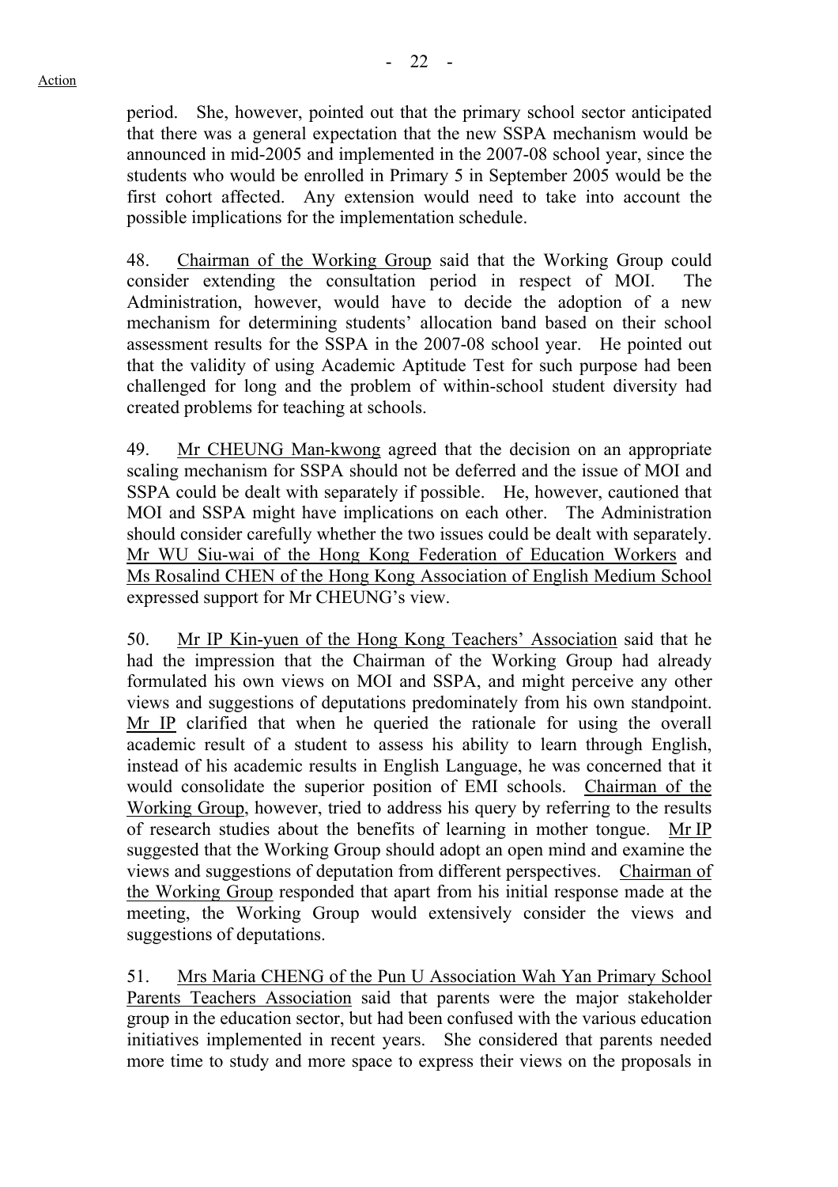period. She, however, pointed out that the primary school sector anticipated that there was a general expectation that the new SSPA mechanism would be announced in mid-2005 and implemented in the 2007-08 school year, since the students who would be enrolled in Primary 5 in September 2005 would be the first cohort affected. Any extension would need to take into account the possible implications for the implementation schedule.

48. Chairman of the Working Group said that the Working Group could consider extending the consultation period in respect of MOI. The Administration, however, would have to decide the adoption of a new mechanism for determining students' allocation band based on their school assessment results for the SSPA in the 2007-08 school year. He pointed out that the validity of using Academic Aptitude Test for such purpose had been challenged for long and the problem of within-school student diversity had created problems for teaching at schools.

49. Mr CHEUNG Man-kwong agreed that the decision on an appropriate scaling mechanism for SSPA should not be deferred and the issue of MOI and SSPA could be dealt with separately if possible. He, however, cautioned that MOI and SSPA might have implications on each other. The Administration should consider carefully whether the two issues could be dealt with separately. Mr WU Siu-wai of the Hong Kong Federation of Education Workers and Ms Rosalind CHEN of the Hong Kong Association of English Medium School expressed support for Mr CHEUNG's view.

50. Mr IP Kin-yuen of the Hong Kong Teachers' Association said that he had the impression that the Chairman of the Working Group had already formulated his own views on MOI and SSPA, and might perceive any other views and suggestions of deputations predominately from his own standpoint. Mr IP clarified that when he queried the rationale for using the overall academic result of a student to assess his ability to learn through English, instead of his academic results in English Language, he was concerned that it would consolidate the superior position of EMI schools. Chairman of the Working Group, however, tried to address his query by referring to the results of research studies about the benefits of learning in mother tongue. Mr IP suggested that the Working Group should adopt an open mind and examine the views and suggestions of deputation from different perspectives. Chairman of the Working Group responded that apart from his initial response made at the meeting, the Working Group would extensively consider the views and suggestions of deputations.

51. Mrs Maria CHENG of the Pun U Association Wah Yan Primary School Parents Teachers Association said that parents were the major stakeholder group in the education sector, but had been confused with the various education initiatives implemented in recent years. She considered that parents needed more time to study and more space to express their views on the proposals in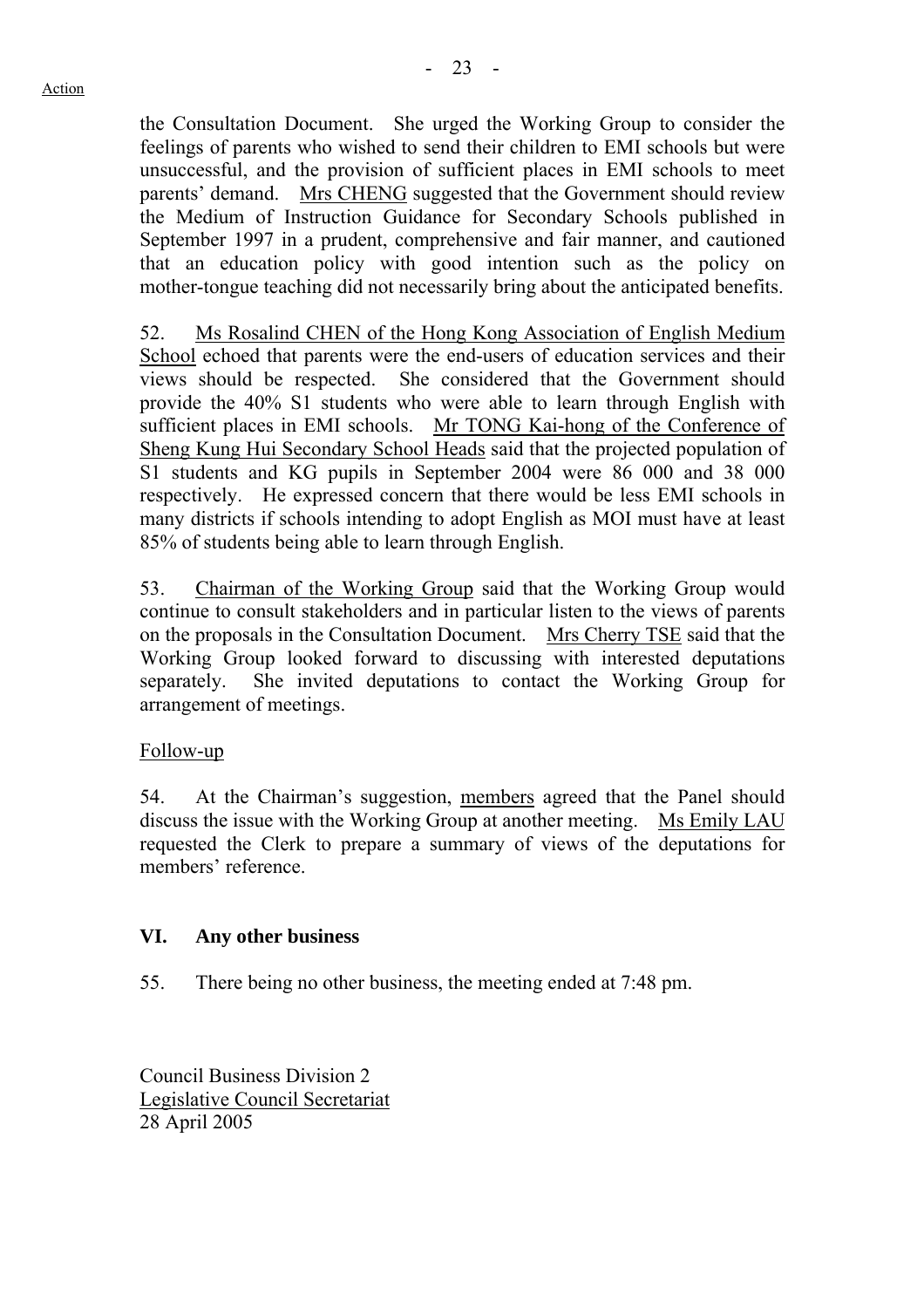Action

the Consultation Document. She urged the Working Group to consider the feelings of parents who wished to send their children to EMI schools but were unsuccessful, and the provision of sufficient places in EMI schools to meet parents' demand. Mrs CHENG suggested that the Government should review the Medium of Instruction Guidance for Secondary Schools published in September 1997 in a prudent, comprehensive and fair manner, and cautioned that an education policy with good intention such as the policy on mother-tongue teaching did not necessarily bring about the anticipated benefits.

52. Ms Rosalind CHEN of the Hong Kong Association of English Medium School echoed that parents were the end-users of education services and their views should be respected. She considered that the Government should provide the 40% S1 students who were able to learn through English with sufficient places in EMI schools. Mr TONG Kai-hong of the Conference of Sheng Kung Hui Secondary School Heads said that the projected population of S1 students and KG pupils in September 2004 were 86 000 and 38 000 respectively. He expressed concern that there would be less EMI schools in many districts if schools intending to adopt English as MOI must have at least 85% of students being able to learn through English.

53. Chairman of the Working Group said that the Working Group would continue to consult stakeholders and in particular listen to the views of parents on the proposals in the Consultation Document. Mrs Cherry TSE said that the Working Group looked forward to discussing with interested deputations separately. She invited deputations to contact the Working Group for arrangement of meetings.

Follow-up

54. At the Chairman's suggestion, members agreed that the Panel should discuss the issue with the Working Group at another meeting. Ms Emily LAU requested the Clerk to prepare a summary of views of the deputations for members' reference.

## VI. Any other business

55. There being no other business, the meeting ended at 7:48 pm.

Council Business Division 2
Legislative Council Secretariat
28 April 2005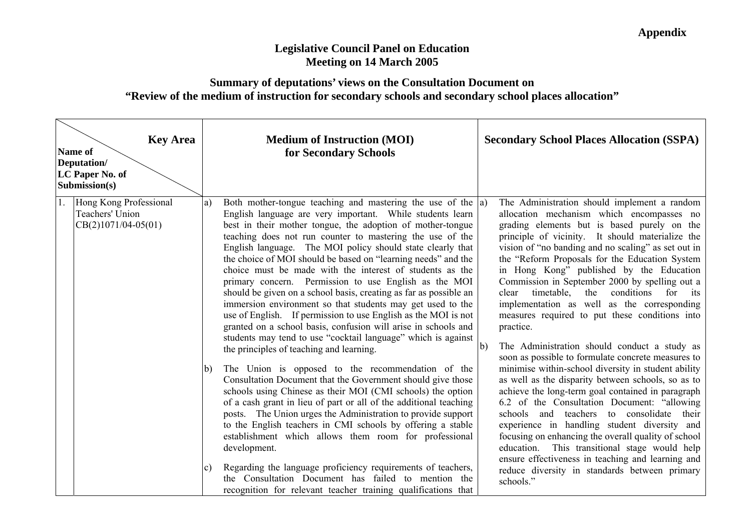**Appendix**

**Legislative Council Panel on Education**
**Meeting on 14 March 2005**

**Summary of deputations' views on the Consultation Document on**
**"Review of the medium of instruction for secondary schools and secondary school places allocation"**

| Name of Deputation/ LC Paper No. of Submission(s) / Key Area | Medium of Instruction (MOI) for Secondary Schools | Secondary School Places Allocation (SSPA) |
|---|---|---|
| 1. Hong Kong Professional Teachers' Union CB(2)1071/04-05(01) | a) Both mother-tongue teaching and mastering the use of the English language are very important. While students learn best in their mother tongue, the adoption of mother-tongue teaching does not run counter to mastering the use of the English language. The MOI policy should state clearly that the choice of MOI should be based on "learning needs" and the choice must be made with the interest of students as the primary concern. Permission to use English as the MOI should be given on a school basis, creating as far as possible an immersion environment so that students may get used to the use of English. If permission to use English as the MOI is not granted on a school basis, confusion will arise in schools and students may tend to use "cocktail language" which is against the principles of teaching and learning.<br><br>b) The Union is opposed to the recommendation of the Consultation Document that the Government should give those schools using Chinese as their MOI (CMI schools) the option of a cash grant in lieu of part or all of the additional teaching posts. The Union urges the Administration to provide support to the English teachers in CMI schools by offering a stable establishment which allows them room for professional development.<br><br>c) Regarding the language proficiency requirements of teachers, the Consultation Document has failed to mention the recognition for relevant teacher training qualifications that | a) The Administration should implement a random allocation mechanism which encompasses no grading elements but is based purely on the principle of vicinity. It should materialize the vision of "no banding and no scaling" as set out in the "Reform Proposals for the Education System in Hong Kong" published by the Education Commission in September 2000 by spelling out a clear timetable, the conditions for its implementation as well as the corresponding measures required to put these conditions into practice.<br><br>b) The Administration should conduct a study as soon as possible to formulate concrete measures to minimise within-school diversity in student ability as well as the disparity between schools, so as to achieve the long-term goal contained in paragraph 6.2 of the Consultation Document: "allowing schools and teachers to consolidate their experience in handling student diversity and focusing on enhancing the overall quality of school education. This transitional stage would help ensure effectiveness in teaching and learning and reduce diversity in standards between primary schools." |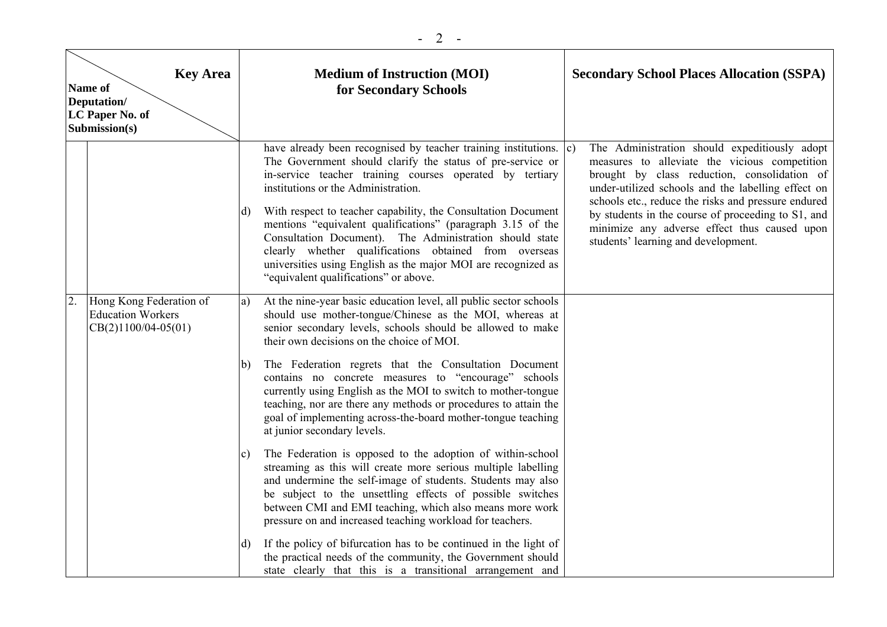| | Key Area / Name of Deputation/ LC Paper No. of Submission(s) | Medium of Instruction (MOI) for Secondary Schools | Secondary School Places Allocation (SSPA) |
|---|---|---|---|
| | | have already been recognised by teacher training institutions. The Government should clarify the status of pre-service or in-service teacher training courses operated by tertiary institutions or the Administration.<br><br>d) With respect to teacher capability, the Consultation Document mentions "equivalent qualifications" (paragraph 3.15 of the Consultation Document). The Administration should state clearly whether qualifications obtained from overseas universities using English as the major MOI are recognized as "equivalent qualifications" or above. | c) The Administration should expeditiously adopt measures to alleviate the vicious competition brought by class reduction, consolidation of under-utilized schools and the labelling effect on schools etc., reduce the risks and pressure endured by students in the course of proceeding to S1, and minimize any adverse effect thus caused upon students' learning and development. |
| 2. | Hong Kong Federation of Education Workers CB(2)1100/04-05(01) | a) At the nine-year basic education level, all public sector schools should use mother-tongue/Chinese as the MOI, whereas at senior secondary levels, schools should be allowed to make their own decisions on the choice of MOI.<br><br>b) The Federation regrets that the Consultation Document contains no concrete measures to "encourage" schools currently using English as the MOI to switch to mother-tongue teaching, nor are there any methods or procedures to attain the goal of implementing across-the-board mother-tongue teaching at junior secondary levels.<br><br>c) The Federation is opposed to the adoption of within-school streaming as this will create more serious multiple labelling and undermine the self-image of students. Students may also be subject to the unsettling effects of possible switches between CMI and EMI teaching, which also means more work pressure on and increased teaching workload for teachers.<br><br>d) If the policy of bifurcation has to be continued in the light of the practical needs of the community, the Government should state clearly that this is a transitional arrangement and | |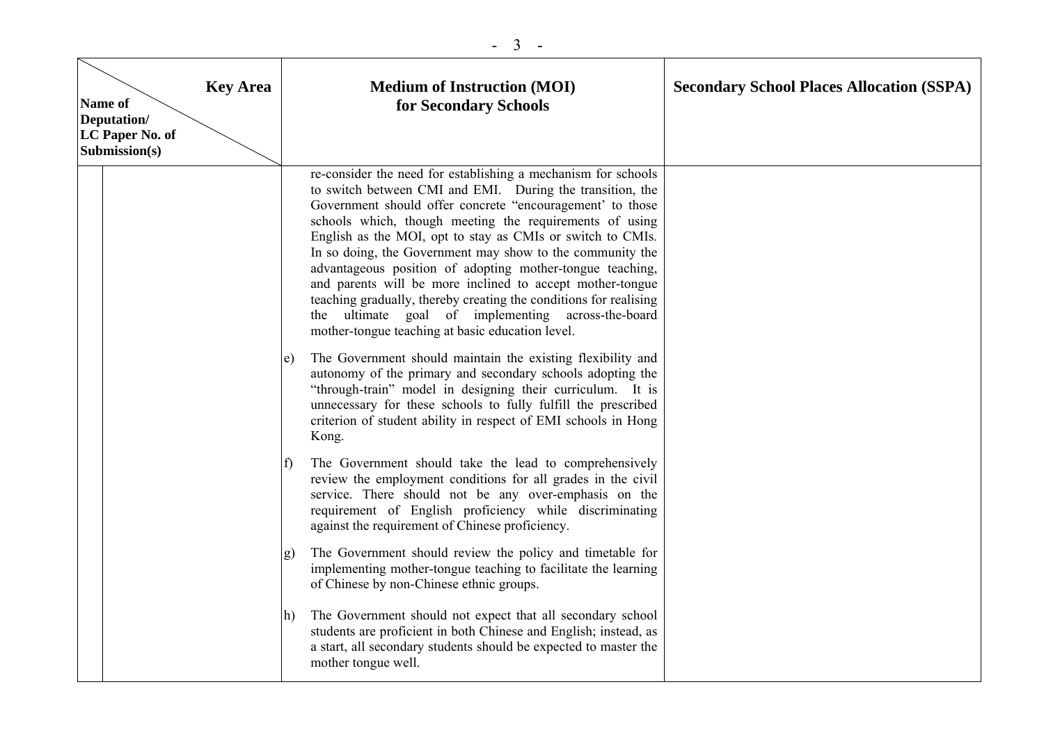| Key Area / Name of Deputation/ LC Paper No. of Submission(s) | | Medium of Instruction (MOI) for Secondary Schools | Secondary School Places Allocation (SSPA) |
|---|---|---|---|
| | | re-consider the need for establishing a mechanism for schools to switch between CMI and EMI. During the transition, the Government should offer concrete "encouragement' to those schools which, though meeting the requirements of using English as the MOI, opt to stay as CMIs or switch to CMIs. In so doing, the Government may show to the community the advantageous position of adopting mother-tongue teaching, and parents will be more inclined to accept mother-tongue teaching gradually, thereby creating the conditions for realising the ultimate goal of implementing across-the-board mother-tongue teaching at basic education level.<br><br>e) The Government should maintain the existing flexibility and autonomy of the primary and secondary schools adopting the "through-train" model in designing their curriculum. It is unnecessary for these schools to fully fulfill the prescribed criterion of student ability in respect of EMI schools in Hong Kong.<br><br>f) The Government should take the lead to comprehensively review the employment conditions for all grades in the civil service. There should not be any over-emphasis on the requirement of English proficiency while discriminating against the requirement of Chinese proficiency.<br><br>g) The Government should review the policy and timetable for implementing mother-tongue teaching to facilitate the learning of Chinese by non-Chinese ethnic groups.<br><br>h) The Government should not expect that all secondary school students are proficient in both Chinese and English; instead, as a start, all secondary students should be expected to master the mother tongue well. | |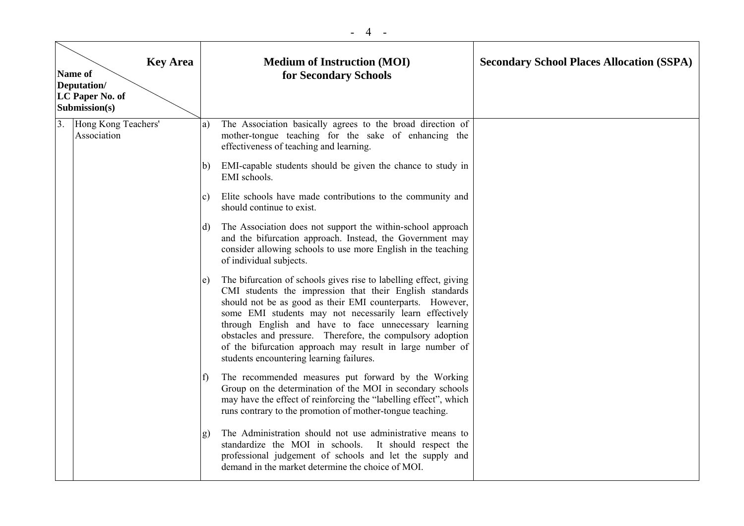| Key Area / Name of Deputation/ LC Paper No. of Submission(s) | Medium of Instruction (MOI) for Secondary Schools | Secondary School Places Allocation (SSPA) |
|---|---|---|
| 3. Hong Kong Teachers' Association | a) The Association basically agrees to the broad direction of mother-tongue teaching for the sake of enhancing the effectiveness of teaching and learning.<br><br>b) EMI-capable students should be given the chance to study in EMI schools.<br><br>c) Elite schools have made contributions to the community and should continue to exist.<br><br>d) The Association does not support the within-school approach and the bifurcation approach. Instead, the Government may consider allowing schools to use more English in the teaching of individual subjects.<br><br>e) The bifurcation of schools gives rise to labelling effect, giving CMI students the impression that their English standards should not be as good as their EMI counterparts. However, some EMI students may not necessarily learn effectively through English and have to face unnecessary learning obstacles and pressure. Therefore, the compulsory adoption of the bifurcation approach may result in large number of students encountering learning failures.<br><br>f) The recommended measures put forward by the Working Group on the determination of the MOI in secondary schools may have the effect of reinforcing the "labelling effect", which runs contrary to the promotion of mother-tongue teaching.<br><br>g) The Administration should not use administrative means to standardize the MOI in schools. It should respect the professional judgement of schools and let the supply and demand in the market determine the choice of MOI. | |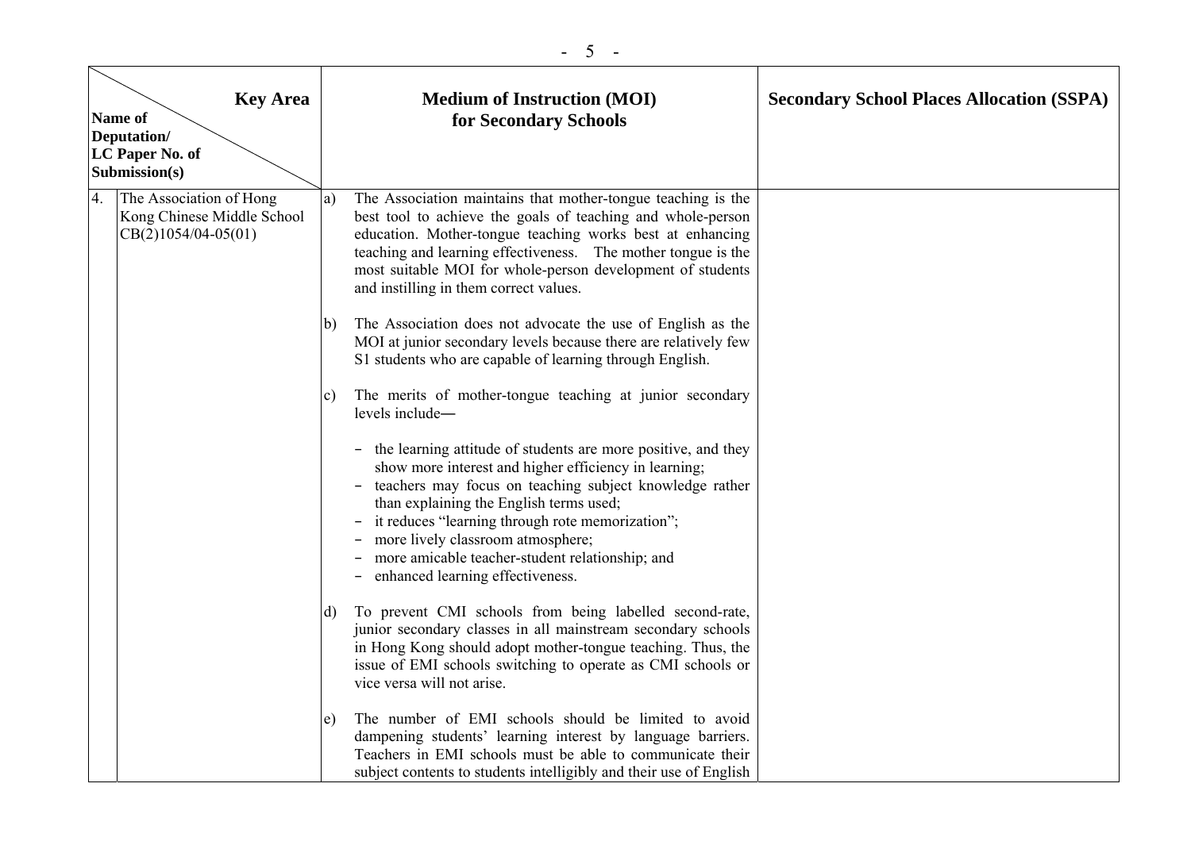| Name of Deputation/ LC Paper No. of Submission(s) \ Key Area | Medium of Instruction (MOI) for Secondary Schools | Secondary School Places Allocation (SSPA) |
|---|---|---|
| 4. The Association of Hong Kong Chinese Middle School CB(2)1054/04-05(01) | a) The Association maintains that mother-tongue teaching is the best tool to achieve the goals of teaching and whole-person education. Mother-tongue teaching works best at enhancing teaching and learning effectiveness. The mother tongue is the most suitable MOI for whole-person development of students and instilling in them correct values.<br><br>b) The Association does not advocate the use of English as the MOI at junior secondary levels because there are relatively few S1 students who are capable of learning through English.<br><br>c) The merits of mother-tongue teaching at junior secondary levels include—<br><br>- the learning attitude of students are more positive, and they show more interest and higher efficiency in learning;<br>- teachers may focus on teaching subject knowledge rather than explaining the English terms used;<br>- it reduces "learning through rote memorization";<br>- more lively classroom atmosphere;<br>- more amicable teacher-student relationship; and<br>- enhanced learning effectiveness.<br><br>d) To prevent CMI schools from being labelled second-rate, junior secondary classes in all mainstream secondary schools in Hong Kong should adopt mother-tongue teaching. Thus, the issue of EMI schools switching to operate as CMI schools or vice versa will not arise.<br><br>e) The number of EMI schools should be limited to avoid dampening students' learning interest by language barriers. Teachers in EMI schools must be able to communicate their subject contents to students intelligibly and their use of English | |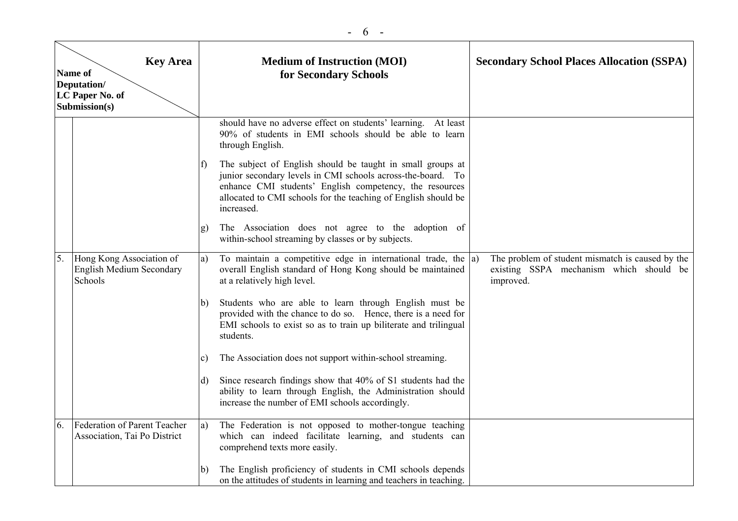| | Key Area / Name of Deputation/ LC Paper No. of Submission(s) | Medium of Instruction (MOI) for Secondary Schools | Secondary School Places Allocation (SSPA) |
|---|---|---|---|
| | | should have no adverse effect on students' learning. At least 90% of students in EMI schools should be able to learn through English.<br><br>f) The subject of English should be taught in small groups at junior secondary levels in CMI schools across-the-board. To enhance CMI students' English competency, the resources allocated to CMI schools for the teaching of English should be increased.<br><br>g) The Association does not agree to the adoption of within-school streaming by classes or by subjects. | |
| 5. | Hong Kong Association of English Medium Secondary Schools | a) To maintain a competitive edge in international trade, the overall English standard of Hong Kong should be maintained at a relatively high level.<br><br>b) Students who are able to learn through English must be provided with the chance to do so. Hence, there is a need for EMI schools to exist so as to train up biliterate and trilingual students.<br><br>c) The Association does not support within-school streaming.<br><br>d) Since research findings show that 40% of S1 students had the ability to learn through English, the Administration should increase the number of EMI schools accordingly. | a) The problem of student mismatch is caused by the existing SSPA mechanism which should be improved. |
| 6. | Federation of Parent Teacher Association, Tai Po District | a) The Federation is not opposed to mother-tongue teaching which can indeed facilitate learning, and students can comprehend texts more easily.<br><br>b) The English proficiency of students in CMI schools depends on the attitudes of students in learning and teachers in teaching. | |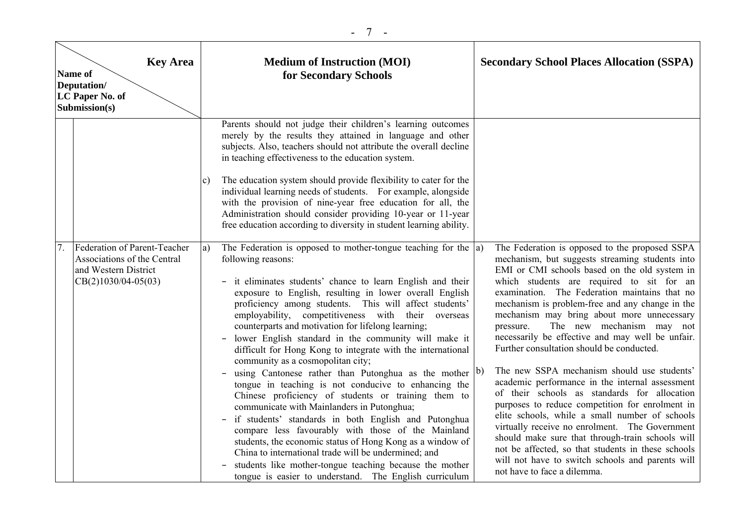| No. | Name of Deputation/ LC Paper No. of Submission(s) | Medium of Instruction (MOI) for Secondary Schools | Secondary School Places Allocation (SSPA) |
|---|---|---|---|
| | | Parents should not judge their children's learning outcomes merely by the results they attained in language and other subjects. Also, teachers should not attribute the overall decline in teaching effectiveness to the education system.<br><br>c) The education system should provide flexibility to cater for the individual learning needs of students. For example, alongside with the provision of nine-year free education for all, the Administration should consider providing 10-year or 11-year free education according to diversity in student learning ability. | |
| 7. | Federation of Parent-Teacher Associations of the Central and Western District<br>CB(2)1030/04-05(03) | a) The Federation is opposed to mother-tongue teaching for the following reasons:<br><br>- it eliminates students' chance to learn English and their exposure to English, resulting in lower overall English proficiency among students. This will affect students' employability, competitiveness with their overseas counterparts and motivation for lifelong learning;<br>- lower English standard in the community will make it difficult for Hong Kong to integrate with the international community as a cosmopolitan city;<br>- using Cantonese rather than Putonghua as the mother tongue in teaching is not conducive to enhancing the Chinese proficiency of students or training them to communicate with Mainlanders in Putonghua;<br>- if students' standards in both English and Putonghua compare less favourably with those of the Mainland students, the economic status of Hong Kong as a window of China to international trade will be undermined; and<br>- students like mother-tongue teaching because the mother tongue is easier to understand. The English curriculum | a) The Federation is opposed to the proposed SSPA mechanism, but suggests streaming students into EMI or CMI schools based on the old system in which students are required to sit for an examination. The Federation maintains that no mechanism is problem-free and any change in the mechanism may bring about more unnecessary pressure. The new mechanism may not necessarily be effective and may well be unfair. Further consultation should be conducted.<br><br>b) The new SSPA mechanism should use students' academic performance in the internal assessment of their schools as standards for allocation purposes to reduce competition for enrolment in elite schools, while a small number of schools virtually receive no enrolment. The Government should make sure that through-train schools will not be affected, so that students in these schools will not have to switch schools and parents will not have to face a dilemma. |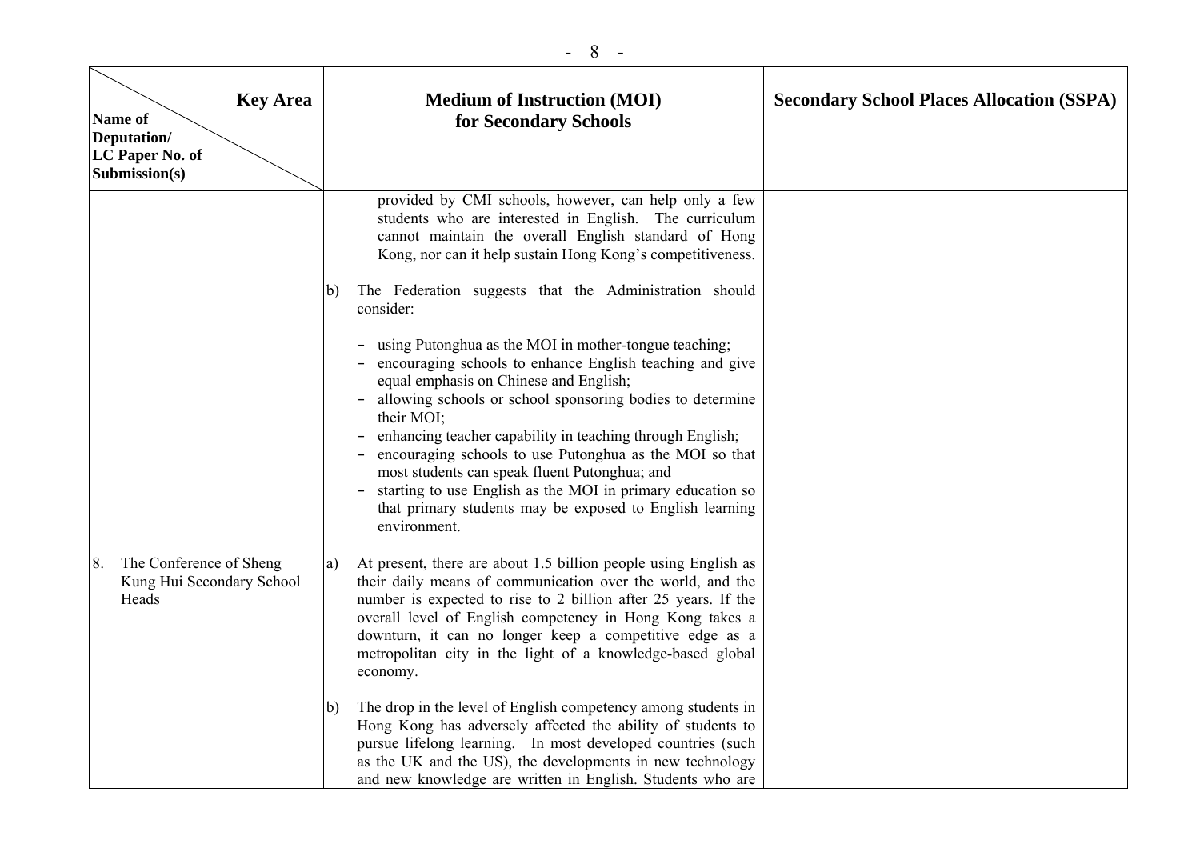| | Key Area / Name of Deputation/ LC Paper No. of Submission(s) | Medium of Instruction (MOI) for Secondary Schools | Secondary School Places Allocation (SSPA) |
|---|---|---|---|
| | | provided by CMI schools, however, can help only a few students who are interested in English. The curriculum cannot maintain the overall English standard of Hong Kong, nor can it help sustain Hong Kong's competitiveness.<br><br>b) The Federation suggests that the Administration should consider:<br><br>- using Putonghua as the MOI in mother-tongue teaching;<br>- encouraging schools to enhance English teaching and give equal emphasis on Chinese and English;<br>- allowing schools or school sponsoring bodies to determine their MOI;<br>- enhancing teacher capability in teaching through English;<br>- encouraging schools to use Putonghua as the MOI so that most students can speak fluent Putonghua; and<br>- starting to use English as the MOI in primary education so that primary students may be exposed to English learning environment. | |
| 8. | The Conference of Sheng Kung Hui Secondary School Heads | a) At present, there are about 1.5 billion people using English as their daily means of communication over the world, and the number is expected to rise to 2 billion after 25 years. If the overall level of English competency in Hong Kong takes a downturn, it can no longer keep a competitive edge as a metropolitan city in the light of a knowledge-based global economy.<br><br>b) The drop in the level of English competency among students in Hong Kong has adversely affected the ability of students to pursue lifelong learning. In most developed countries (such as the UK and the US), the developments in new technology and new knowledge are written in English. Students who are | |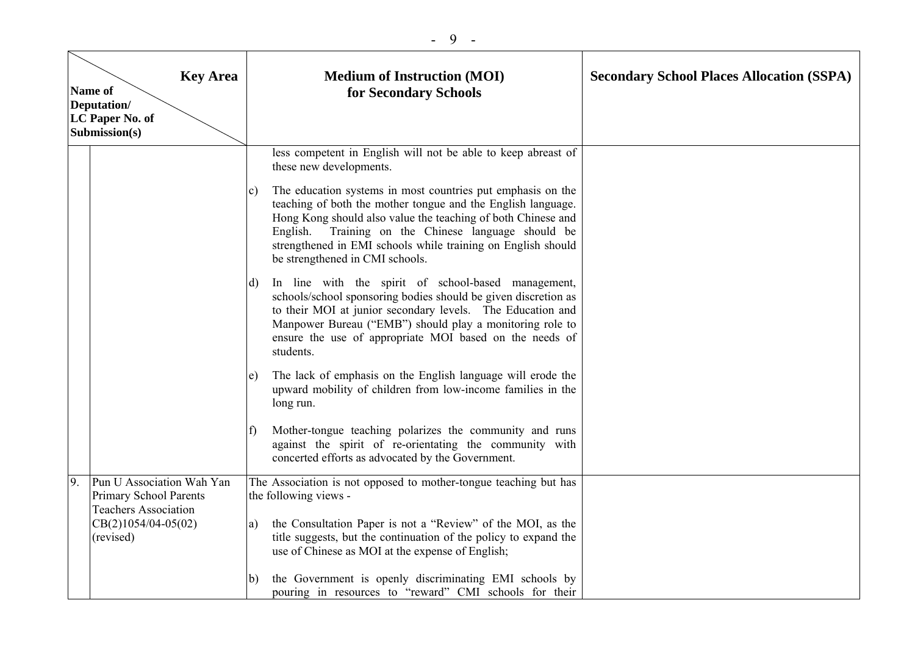| | Key Area / Name of Deputation/ LC Paper No. of Submission(s) | Medium of Instruction (MOI) for Secondary Schools | Secondary School Places Allocation (SSPA) |
|---|---|---|---|
| | | less competent in English will not be able to keep abreast of these new developments.<br><br>c) The education systems in most countries put emphasis on the teaching of both the mother tongue and the English language. Hong Kong should also value the teaching of both Chinese and English. Training on the Chinese language should be strengthened in EMI schools while training on English should be strengthened in CMI schools.<br><br>d) In line with the spirit of school-based management, schools/school sponsoring bodies should be given discretion as to their MOI at junior secondary levels. The Education and Manpower Bureau ("EMB") should play a monitoring role to ensure the use of appropriate MOI based on the needs of students.<br><br>e) The lack of emphasis on the English language will erode the upward mobility of children from low-income families in the long run.<br><br>f) Mother-tongue teaching polarizes the community and runs against the spirit of re-orientating the community with concerted efforts as advocated by the Government. | |
| 9. | Pun U Association Wah Yan Primary School Parents Teachers Association<br>CB(2)1054/04-05(02) (revised) | The Association is not opposed to mother-tongue teaching but has the following views -<br><br>a) the Consultation Paper is not a "Review" of the MOI, as the title suggests, but the continuation of the policy to expand the use of Chinese as MOI at the expense of English;<br><br>b) the Government is openly discriminating EMI schools by pouring in resources to "reward" CMI schools for their | |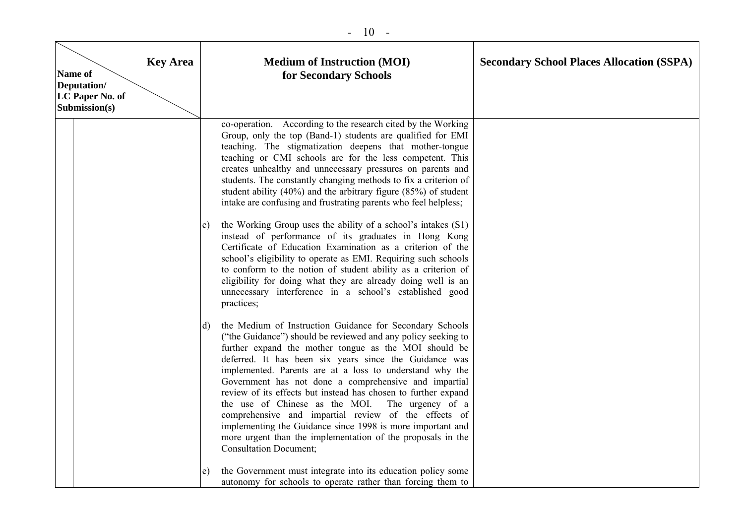| Name of Deputation/ LC Paper No. of Submission(s) \ Key Area | | Medium of Instruction (MOI) for Secondary Schools | Secondary School Places Allocation (SSPA) |
|---|---|---|---|
| | | co-operation. According to the research cited by the Working Group, only the top (Band-1) students are qualified for EMI teaching. The stigmatization deepens that mother-tongue teaching or CMI schools are for the less competent. This creates unhealthy and unnecessary pressures on parents and students. The constantly changing methods to fix a criterion of student ability (40%) and the arbitrary figure (85%) of student intake are confusing and frustrating parents who feel helpless;<br><br>c) the Working Group uses the ability of a school's intakes (S1) instead of performance of its graduates in Hong Kong Certificate of Education Examination as a criterion of the school's eligibility to operate as EMI. Requiring such schools to conform to the notion of student ability as a criterion of eligibility for doing what they are already doing well is an unnecessary interference in a school's established good practices;<br><br>d) the Medium of Instruction Guidance for Secondary Schools ("the Guidance") should be reviewed and any policy seeking to further expand the mother tongue as the MOI should be deferred. It has been six years since the Guidance was implemented. Parents are at a loss to understand why the Government has not done a comprehensive and impartial review of its effects but instead has chosen to further expand the use of Chinese as the MOI. The urgency of a comprehensive and impartial review of the effects of implementing the Guidance since 1998 is more important and more urgent than the implementation of the proposals in the Consultation Document;<br><br>e) the Government must integrate into its education policy some autonomy for schools to operate rather than forcing them to | |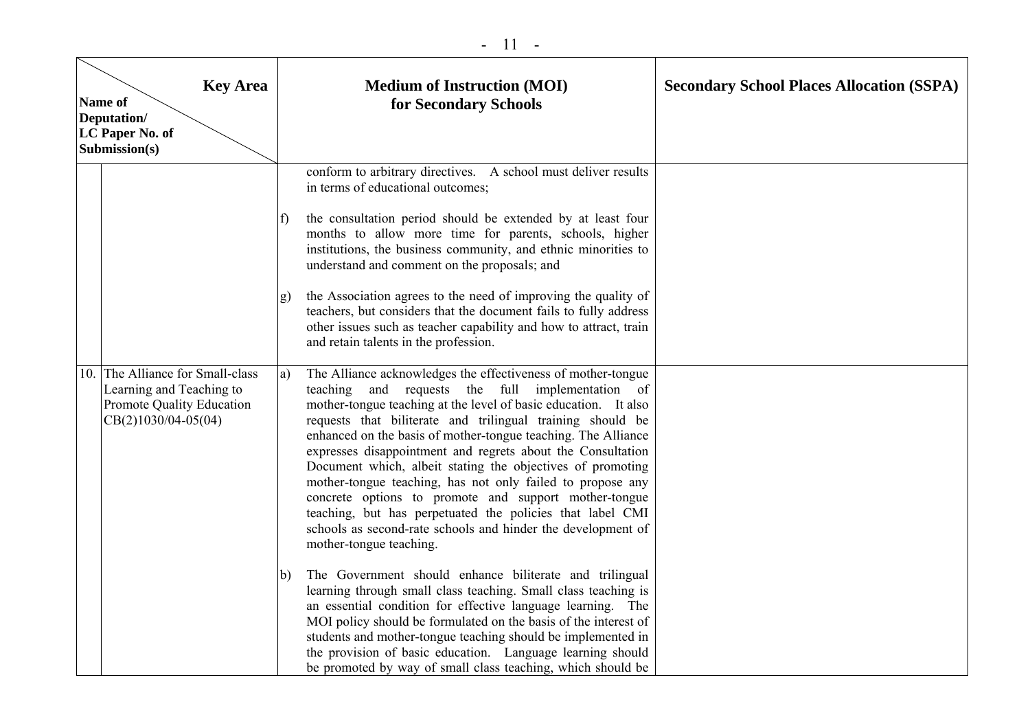| Name of Deputation/ LC Paper No. of Submission(s) | Key Area: Medium of Instruction (MOI) for Secondary Schools | Secondary School Places Allocation (SSPA) |
|---|---|---|
| | conform to arbitrary directives. A school must deliver results in terms of educational outcomes;<br><br>f) the consultation period should be extended by at least four months to allow more time for parents, schools, higher institutions, the business community, and ethnic minorities to understand and comment on the proposals; and<br><br>g) the Association agrees to the need of improving the quality of teachers, but considers that the document fails to fully address other issues such as teacher capability and how to attract, train and retain talents in the profession. | |
| 10. The Alliance for Small-class Learning and Teaching to Promote Quality Education CB(2)1030/04-05(04) | a) The Alliance acknowledges the effectiveness of mother-tongue teaching and requests the full implementation of mother-tongue teaching at the level of basic education. It also requests that biliterate and trilingual training should be enhanced on the basis of mother-tongue teaching. The Alliance expresses disappointment and regrets about the Consultation Document which, albeit stating the objectives of promoting mother-tongue teaching, has not only failed to propose any concrete options to promote and support mother-tongue teaching, but has perpetuated the policies that label CMI schools as second-rate schools and hinder the development of mother-tongue teaching.<br><br>b) The Government should enhance biliterate and trilingual learning through small class teaching. Small class teaching is an essential condition for effective language learning. The MOI policy should be formulated on the basis of the interest of students and mother-tongue teaching should be implemented in the provision of basic education. Language learning should be promoted by way of small class teaching, which should be | |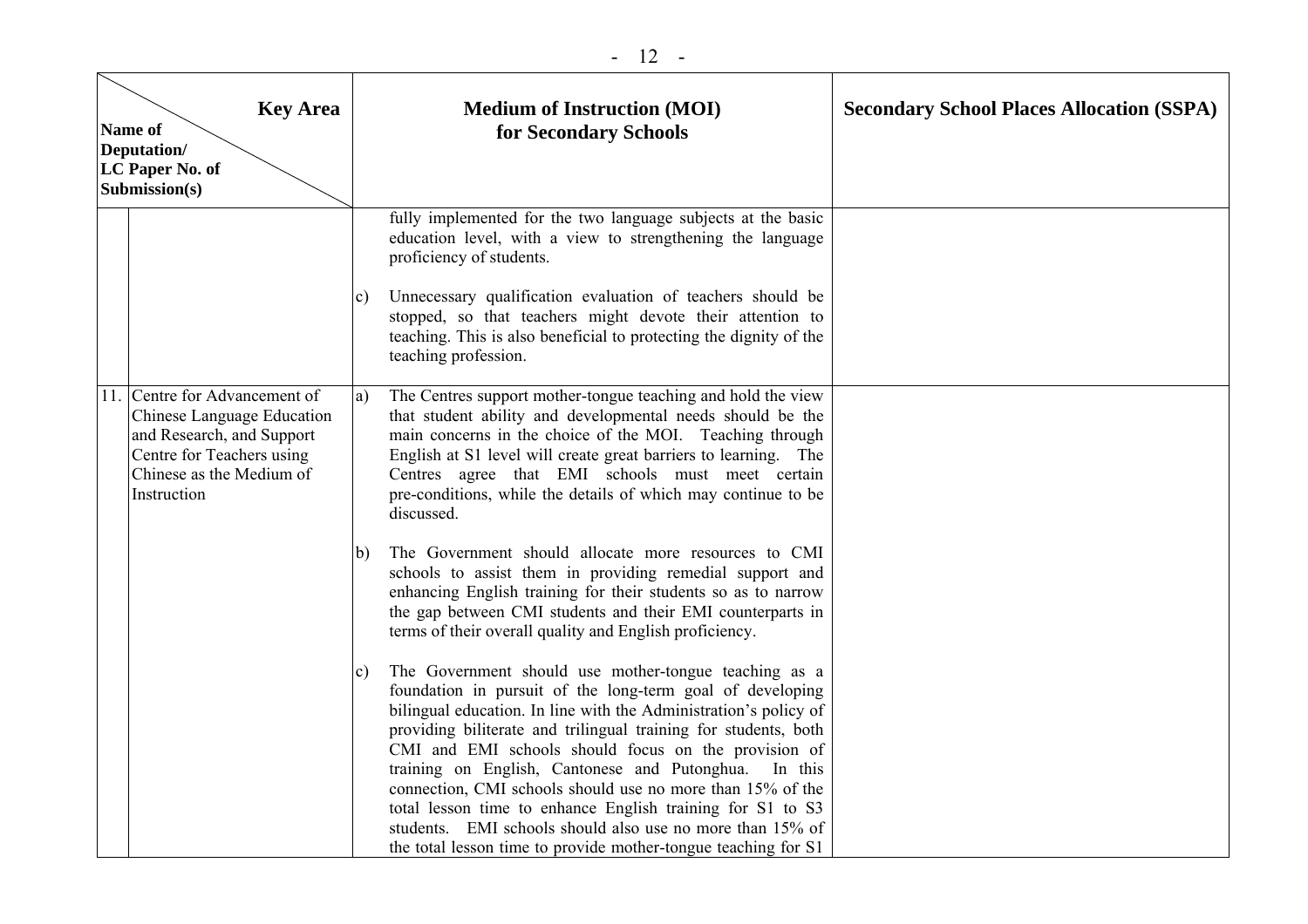| Name of Deputation/ LC Paper No. of Submission(s) \ Key Area | Medium of Instruction (MOI) for Secondary Schools | Secondary School Places Allocation (SSPA) |
|---|---|---|
| | fully implemented for the two language subjects at the basic education level, with a view to strengthening the language proficiency of students.<br><br>c) Unnecessary qualification evaluation of teachers should be stopped, so that teachers might devote their attention to teaching. This is also beneficial to protecting the dignity of the teaching profession. | |
| 11. Centre for Advancement of Chinese Language Education and Research, and Support Centre for Teachers using Chinese as the Medium of Instruction | a) The Centres support mother-tongue teaching and hold the view that student ability and developmental needs should be the main concerns in the choice of the MOI. Teaching through English at S1 level will create great barriers to learning. The Centres agree that EMI schools must meet certain pre-conditions, while the details of which may continue to be discussed.<br><br>b) The Government should allocate more resources to CMI schools to assist them in providing remedial support and enhancing English training for their students so as to narrow the gap between CMI students and their EMI counterparts in terms of their overall quality and English proficiency.<br><br>c) The Government should use mother-tongue teaching as a foundation in pursuit of the long-term goal of developing bilingual education. In line with the Administration's policy of providing biliterate and trilingual training for students, both CMI and EMI schools should focus on the provision of training on English, Cantonese and Putonghua. In this connection, CMI schools should use no more than 15% of the total lesson time to enhance English training for S1 to S3 students. EMI schools should also use no more than 15% of the total lesson time to provide mother-tongue teaching for S1 | |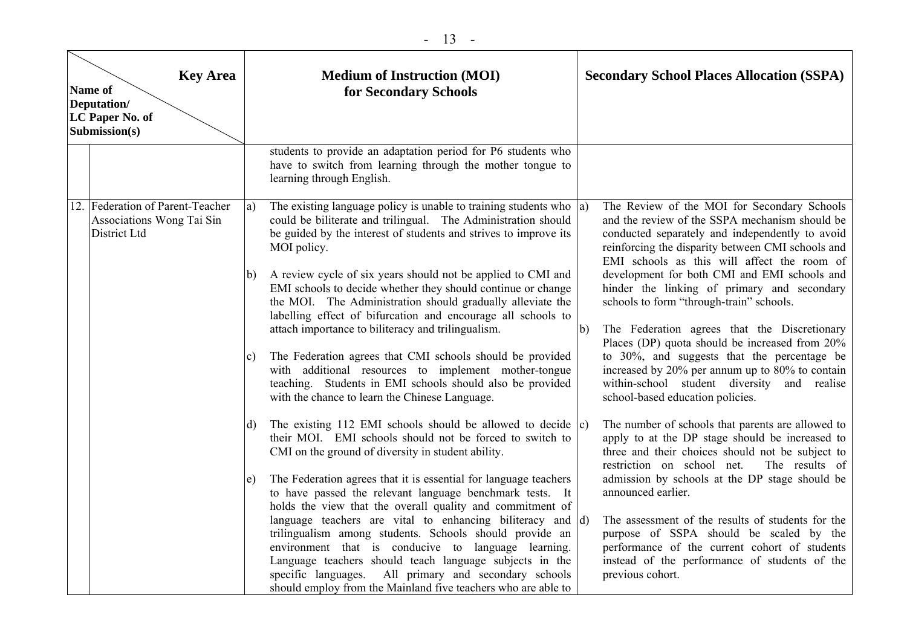| | Name of Deputation/ LC Paper No. of Submission(s) — Key Area | Medium of Instruction (MOI) for Secondary Schools | Secondary School Places Allocation (SSPA) |
|---|---|---|---|
| | | students to provide an adaptation period for P6 students who have to switch from learning through the mother tongue to learning through English. | |
| 12. | Federation of Parent-Teacher Associations Wong Tai Sin District Ltd | a) The existing language policy is unable to training students who could be biliterate and trilingual. The Administration should be guided by the interest of students and strives to improve its MOI policy.<br><br>b) A review cycle of six years should not be applied to CMI and EMI schools to decide whether they should continue or change the MOI. The Administration should gradually alleviate the labelling effect of bifurcation and encourage all schools to attach importance to biliteracy and trilingualism.<br><br>c) The Federation agrees that CMI schools should be provided with additional resources to implement mother-tongue teaching. Students in EMI schools should also be provided with the chance to learn the Chinese Language.<br><br>d) The existing 112 EMI schools should be allowed to decide their MOI. EMI schools should not be forced to switch to CMI on the ground of diversity in student ability.<br><br>e) The Federation agrees that it is essential for language teachers to have passed the relevant language benchmark tests. It holds the view that the overall quality and commitment of language teachers are vital to enhancing biliteracy and trilingualism among students. Schools should provide an environment that is conducive to language learning. Language teachers should teach language subjects in the specific languages. All primary and secondary schools should employ from the Mainland five teachers who are able to | a) The Review of the MOI for Secondary Schools and the review of the SSPA mechanism should be conducted separately and independently to avoid reinforcing the disparity between CMI schools and EMI schools as this will affect the room of development for both CMI and EMI schools and hinder the linking of primary and secondary schools to form "through-train" schools.<br><br>b) The Federation agrees that the Discretionary Places (DP) quota should be increased from 20% to 30%, and suggests that the percentage be increased by 20% per annum up to 80% to contain within-school student diversity and realise school-based education policies.<br><br>c) The number of schools that parents are allowed to apply to at the DP stage should be increased to three and their choices should not be subject to restriction on school net. The results of admission by schools at the DP stage should be announced earlier.<br><br>d) The assessment of the results of students for the purpose of SSPA should be scaled by the performance of the current cohort of students instead of the performance of students of the previous cohort. |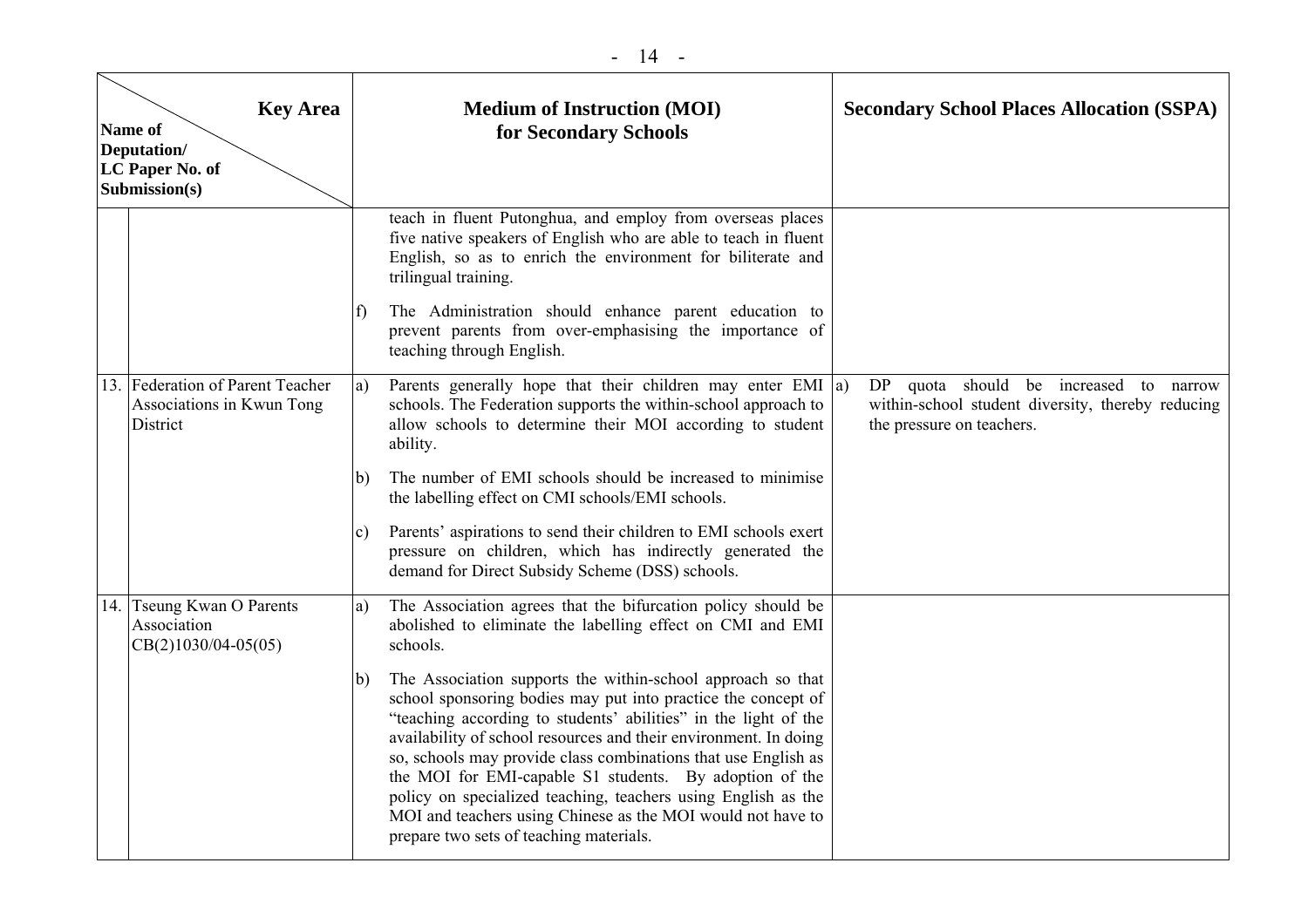| | Key Area / Name of Deputation/ LC Paper No. of Submission(s) | Medium of Instruction (MOI) for Secondary Schools | Secondary School Places Allocation (SSPA) |
|---|---|---|---|
| | | teach in fluent Putonghua, and employ from overseas places five native speakers of English who are able to teach in fluent English, so as to enrich the environment for biliterate and trilingual training.<br><br>f) The Administration should enhance parent education to prevent parents from over-emphasising the importance of teaching through English. | |
| 13. | Federation of Parent Teacher Associations in Kwun Tong District | a) Parents generally hope that their children may enter EMI schools. The Federation supports the within-school approach to allow schools to determine their MOI according to student ability.<br><br>b) The number of EMI schools should be increased to minimise the labelling effect on CMI schools/EMI schools.<br><br>c) Parents' aspirations to send their children to EMI schools exert pressure on children, which has indirectly generated the demand for Direct Subsidy Scheme (DSS) schools. | a) DP quota should be increased to narrow within-school student diversity, thereby reducing the pressure on teachers. |
| 14. | Tseung Kwan O Parents Association<br>CB(2)1030/04-05(05) | a) The Association agrees that the bifurcation policy should be abolished to eliminate the labelling effect on CMI and EMI schools.<br><br>b) The Association supports the within-school approach so that school sponsoring bodies may put into practice the concept of "teaching according to students' abilities" in the light of the availability of school resources and their environment. In doing so, schools may provide class combinations that use English as the MOI for EMI-capable S1 students. By adoption of the policy on specialized teaching, teachers using English as the MOI and teachers using Chinese as the MOI would not have to prepare two sets of teaching materials. | |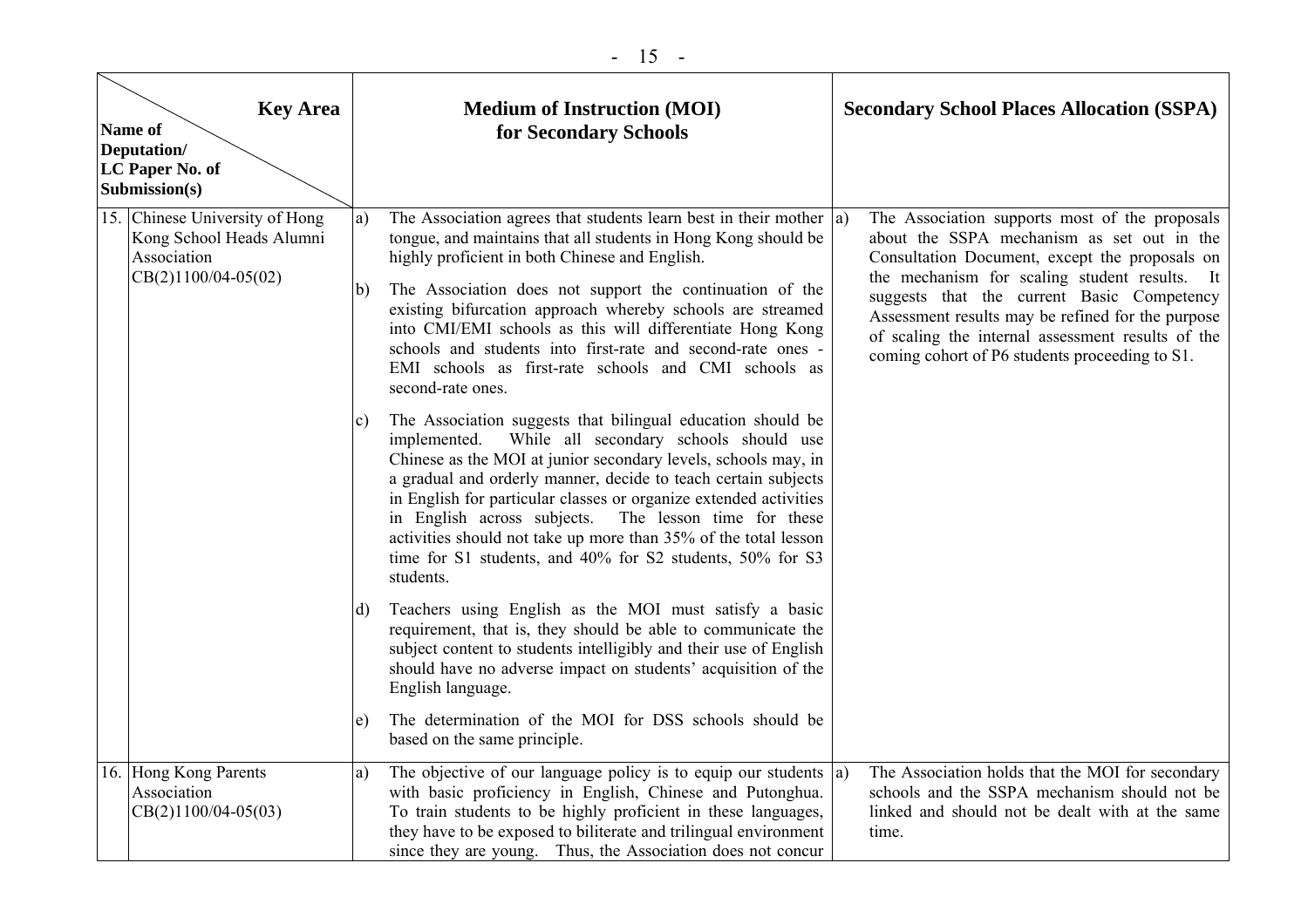| Key Area / Name of Deputation/ LC Paper No. of Submission(s) | Medium of Instruction (MOI) for Secondary Schools | Secondary School Places Allocation (SSPA) |
|---|---|---|
| 15. Chinese University of Hong Kong School Heads Alumni Association CB(2)1100/04-05(02) | a) The Association agrees that students learn best in their mother tongue, and maintains that all students in Hong Kong should be highly proficient in both Chinese and English.<br><br>b) The Association does not support the continuation of the existing bifurcation approach whereby schools are streamed into CMI/EMI schools as this will differentiate Hong Kong schools and students into first-rate and second-rate ones - EMI schools as first-rate schools and CMI schools as second-rate ones.<br><br>c) The Association suggests that bilingual education should be implemented. While all secondary schools should use Chinese as the MOI at junior secondary levels, schools may, in a gradual and orderly manner, decide to teach certain subjects in English for particular classes or organize extended activities in English across subjects. The lesson time for these activities should not take up more than 35% of the total lesson time for S1 students, and 40% for S2 students, 50% for S3 students.<br><br>d) Teachers using English as the MOI must satisfy a basic requirement, that is, they should be able to communicate the subject content to students intelligibly and their use of English should have no adverse impact on students' acquisition of the English language.<br><br>e) The determination of the MOI for DSS schools should be based on the same principle. | a) The Association supports most of the proposals about the SSPA mechanism as set out in the Consultation Document, except the proposals on the mechanism for scaling student results. It suggests that the current Basic Competency Assessment results may be refined for the purpose of scaling the internal assessment results of the coming cohort of P6 students proceeding to S1. |
| 16. Hong Kong Parents Association CB(2)1100/04-05(03) | a) The objective of our language policy is to equip our students with basic proficiency in English, Chinese and Putonghua. To train students to be highly proficient in these languages, they have to be exposed to biliterate and trilingual environment since they are young. Thus, the Association does not concur | a) The Association holds that the MOI for secondary schools and the SSPA mechanism should not be linked and should not be dealt with at the same time. |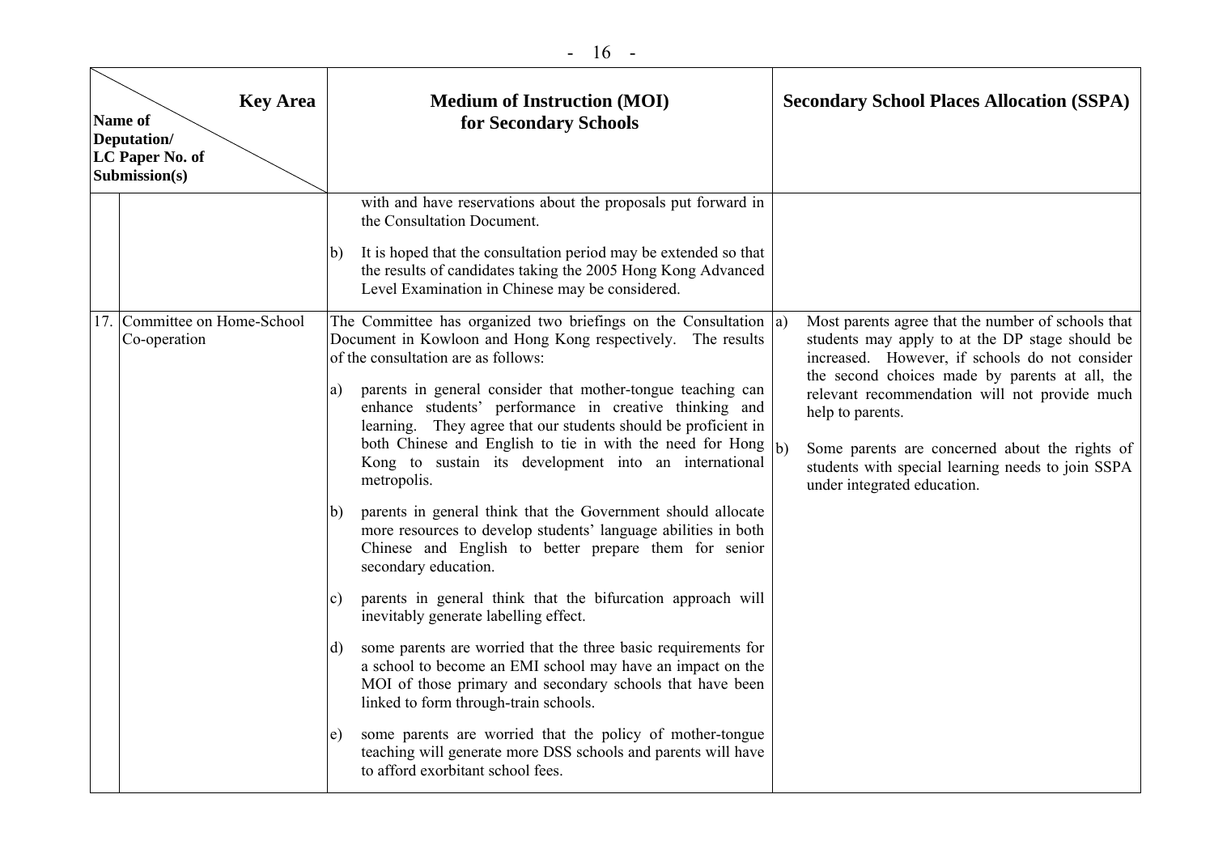| Name of Deputation/ LC Paper No. of Submission(s) | | Medium of Instruction (MOI) for Secondary Schools | Secondary School Places Allocation (SSPA) |
|---|---|---|---|
| | | with and have reservations about the proposals put forward in the Consultation Document.<br><br>b) It is hoped that the consultation period may be extended so that the results of candidates taking the 2005 Hong Kong Advanced Level Examination in Chinese may be considered. | |
| 17. | Committee on Home-School Co-operation | The Committee has organized two briefings on the Consultation Document in Kowloon and Hong Kong respectively. The results of the consultation are as follows:<br><br>a) parents in general consider that mother-tongue teaching can enhance students' performance in creative thinking and learning. They agree that our students should be proficient in both Chinese and English to tie in with the need for Hong Kong to sustain its development into an international metropolis.<br><br>b) parents in general think that the Government should allocate more resources to develop students' language abilities in both Chinese and English to better prepare them for senior secondary education.<br><br>c) parents in general think that the bifurcation approach will inevitably generate labelling effect.<br><br>d) some parents are worried that the three basic requirements for a school to become an EMI school may have an impact on the MOI of those primary and secondary schools that have been linked to form through-train schools.<br><br>e) some parents are worried that the policy of mother-tongue teaching will generate more DSS schools and parents will have to afford exorbitant school fees. | a) Most parents agree that the number of schools that students may apply to at the DP stage should be increased. However, if schools do not consider the second choices made by parents at all, the relevant recommendation will not provide much help to parents.<br><br>b) Some parents are concerned about the rights of students with special learning needs to join SSPA under integrated education. |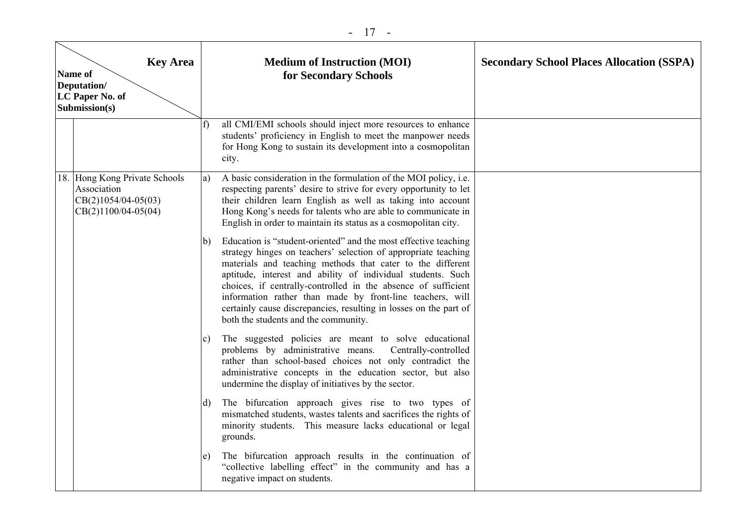| | Name of Deputation/ LC Paper No. of Submission(s) / Key Area | Medium of Instruction (MOI) for Secondary Schools | Secondary School Places Allocation (SSPA) |
|---|---|---|---|
| | | f) all CMI/EMI schools should inject more resources to enhance students' proficiency in English to meet the manpower needs for Hong Kong to sustain its development into a cosmopolitan city. | |
| 18. | Hong Kong Private Schools Association CB(2)1054/04-05(03) CB(2)1100/04-05(04) | a) A basic consideration in the formulation of the MOI policy, i.e. respecting parents' desire to strive for every opportunity to let their children learn English as well as taking into account Hong Kong's needs for talents who are able to communicate in English in order to maintain its status as a cosmopolitan city.<br><br>b) Education is "student-oriented" and the most effective teaching strategy hinges on teachers' selection of appropriate teaching materials and teaching methods that cater to the different aptitude, interest and ability of individual students. Such choices, if centrally-controlled in the absence of sufficient information rather than made by front-line teachers, will certainly cause discrepancies, resulting in losses on the part of both the students and the community.<br><br>c) The suggested policies are meant to solve educational problems by administrative means. Centrally-controlled rather than school-based choices not only contradict the administrative concepts in the education sector, but also undermine the display of initiatives by the sector.<br><br>d) The bifurcation approach gives rise to two types of mismatched students, wastes talents and sacrifices the rights of minority students. This measure lacks educational or legal grounds.<br><br>e) The bifurcation approach results in the continuation of "collective labelling effect" in the community and has a negative impact on students. | |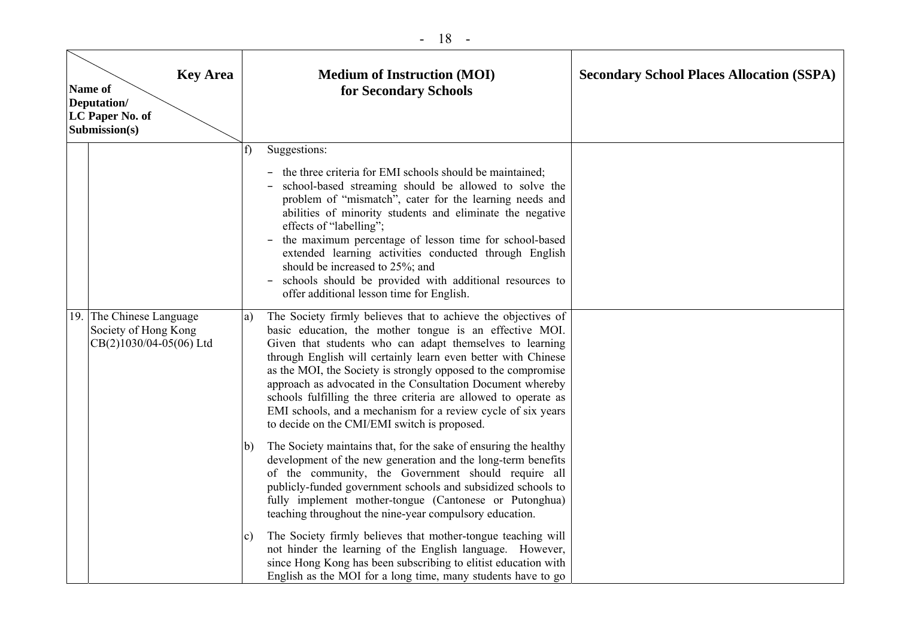| No. | Key Area / Name of Deputation/ LC Paper No. of Submission(s) | Medium of Instruction (MOI) for Secondary Schools | Secondary School Places Allocation (SSPA) |
|---|---|---|---|
| | | f) Suggestions:<br>- the three criteria for EMI schools should be maintained;<br>- school-based streaming should be allowed to solve the problem of "mismatch", cater for the learning needs and abilities of minority students and eliminate the negative effects of "labelling";<br>- the maximum percentage of lesson time for school-based extended learning activities conducted through English should be increased to 25%; and<br>- schools should be provided with additional resources to offer additional lesson time for English. | |
| 19. | The Chinese Language Society of Hong Kong CB(2)1030/04-05(06) Ltd | a) The Society firmly believes that to achieve the objectives of basic education, the mother tongue is an effective MOI. Given that students who can adapt themselves to learning through English will certainly learn even better with Chinese as the MOI, the Society is strongly opposed to the compromise approach as advocated in the Consultation Document whereby schools fulfilling the three criteria are allowed to operate as EMI schools, and a mechanism for a review cycle of six years to decide on the CMI/EMI switch is proposed.<br><br>b) The Society maintains that, for the sake of ensuring the healthy development of the new generation and the long-term benefits of the community, the Government should require all publicly-funded government schools and subsidized schools to fully implement mother-tongue (Cantonese or Putonghua) teaching throughout the nine-year compulsory education.<br><br>c) The Society firmly believes that mother-tongue teaching will not hinder the learning of the English language. However, since Hong Kong has been subscribing to elitist education with English as the MOI for a long time, many students have to go | |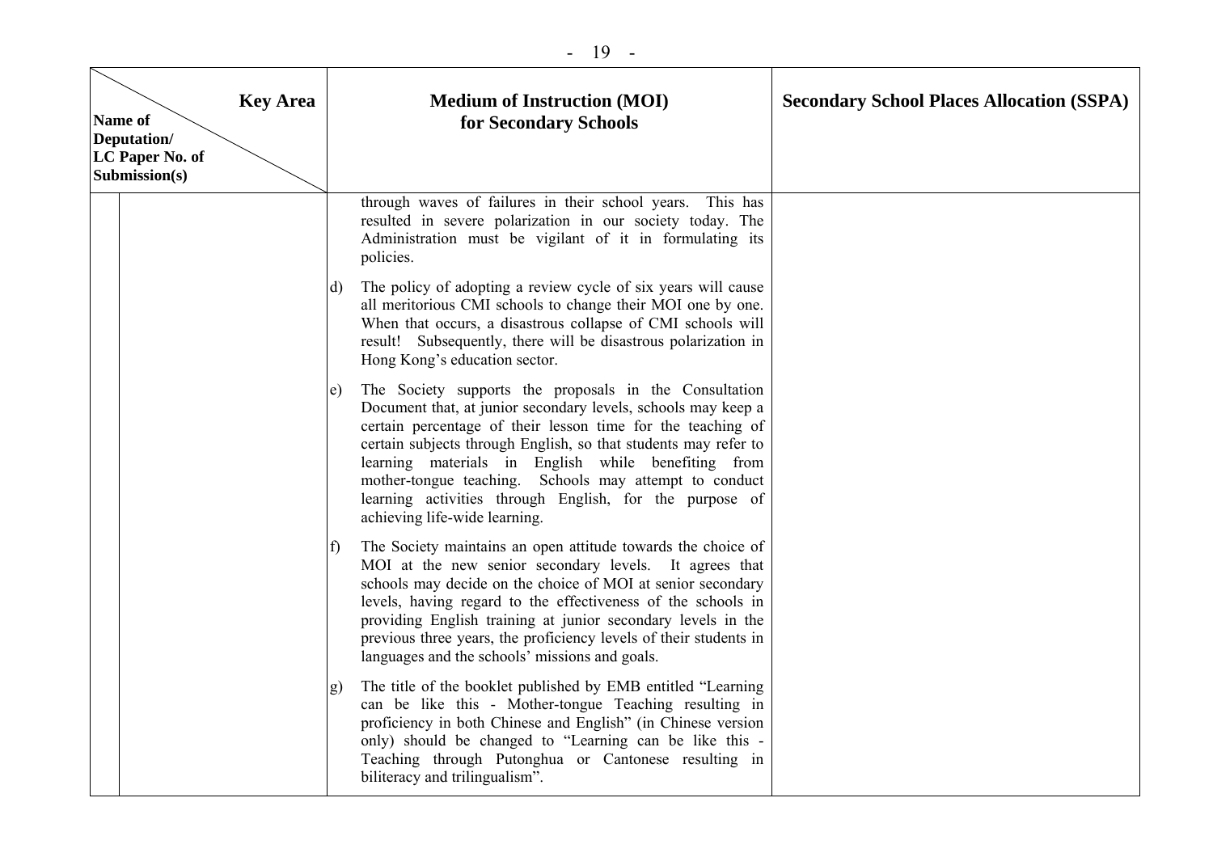| Key Area / Name of Deputation/ LC Paper No. of Submission(s) | | Medium of Instruction (MOI) for Secondary Schools | Secondary School Places Allocation (SSPA) |
|---|---|---|---|
| | | through waves of failures in their school years. This has resulted in severe polarization in our society today. The Administration must be vigilant of it in formulating its policies.<br><br>d) The policy of adopting a review cycle of six years will cause all meritorious CMI schools to change their MOI one by one. When that occurs, a disastrous collapse of CMI schools will result! Subsequently, there will be disastrous polarization in Hong Kong's education sector.<br><br>e) The Society supports the proposals in the Consultation Document that, at junior secondary levels, schools may keep a certain percentage of their lesson time for the teaching of certain subjects through English, so that students may refer to learning materials in English while benefiting from mother-tongue teaching. Schools may attempt to conduct learning activities through English, for the purpose of achieving life-wide learning.<br><br>f) The Society maintains an open attitude towards the choice of MOI at the new senior secondary levels. It agrees that schools may decide on the choice of MOI at senior secondary levels, having regard to the effectiveness of the schools in providing English training at junior secondary levels in the previous three years, the proficiency levels of their students in languages and the schools' missions and goals.<br><br>g) The title of the booklet published by EMB entitled "Learning can be like this - Mother-tongue Teaching resulting in proficiency in both Chinese and English" (in Chinese version only) should be changed to "Learning can be like this - Teaching through Putonghua or Cantonese resulting in biliteracy and trilingualism". | |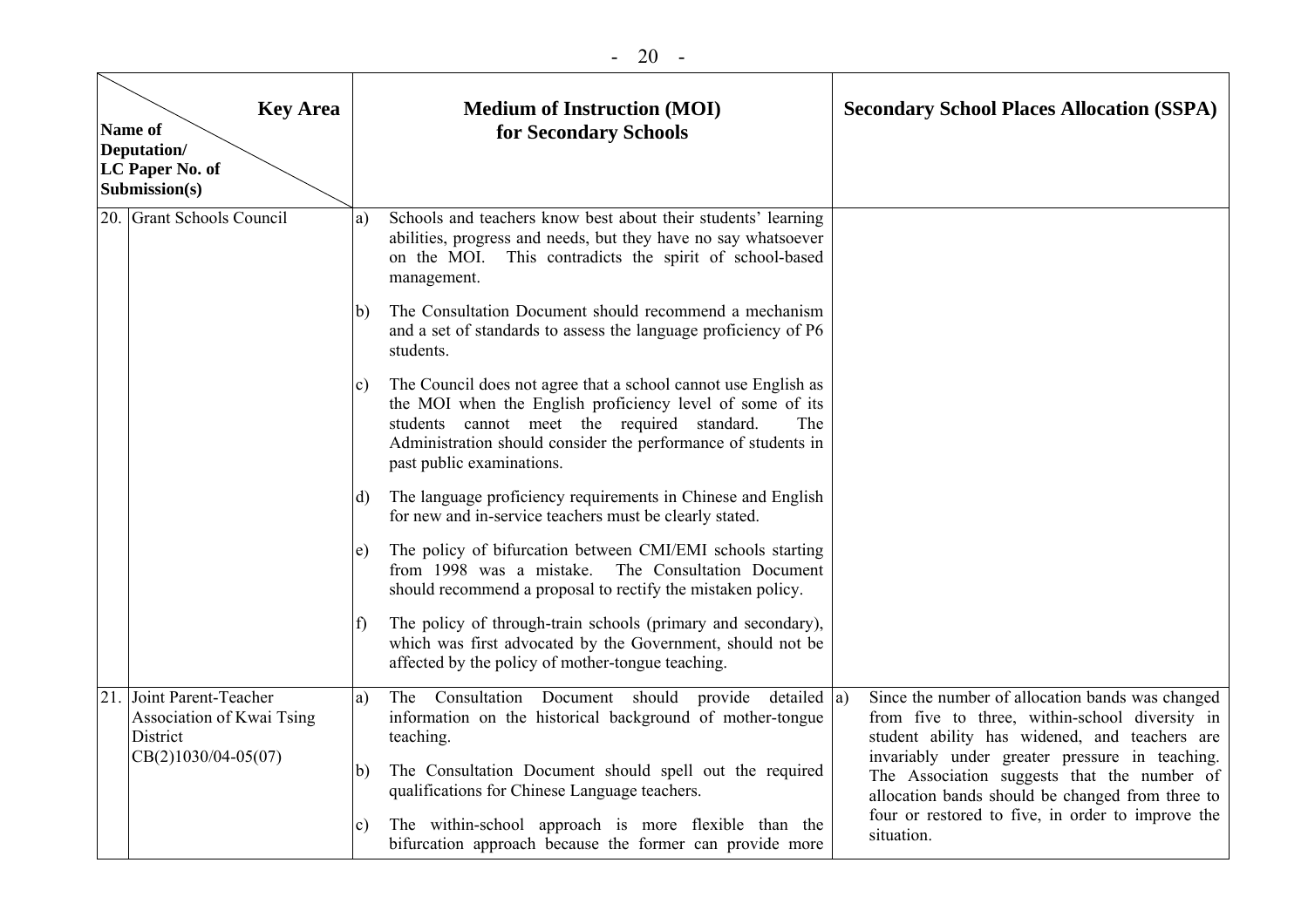| Name of Deputation/ LC Paper No. of Submission(s) \ Key Area | Medium of Instruction (MOI) for Secondary Schools | Secondary School Places Allocation (SSPA) |
|---|---|---|
| 20. Grant Schools Council | a) Schools and teachers know best about their students' learning abilities, progress and needs, but they have no say whatsoever on the MOI. This contradicts the spirit of school-based management.<br><br>b) The Consultation Document should recommend a mechanism and a set of standards to assess the language proficiency of P6 students.<br><br>c) The Council does not agree that a school cannot use English as the MOI when the English proficiency level of some of its students cannot meet the required standard. The Administration should consider the performance of students in past public examinations.<br><br>d) The language proficiency requirements in Chinese and English for new and in-service teachers must be clearly stated.<br><br>e) The policy of bifurcation between CMI/EMI schools starting from 1998 was a mistake. The Consultation Document should recommend a proposal to rectify the mistaken policy.<br><br>f) The policy of through-train schools (primary and secondary), which was first advocated by the Government, should not be affected by the policy of mother-tongue teaching. | |
| 21. Joint Parent-Teacher Association of Kwai Tsing District<br>CB(2)1030/04-05(07) | a) The Consultation Document should provide detailed information on the historical background of mother-tongue teaching.<br><br>b) The Consultation Document should spell out the required qualifications for Chinese Language teachers.<br><br>c) The within-school approach is more flexible than the bifurcation approach because the former can provide more | a) Since the number of allocation bands was changed from five to three, within-school diversity in student ability has widened, and teachers are invariably under greater pressure in teaching. The Association suggests that the number of allocation bands should be changed from three to four or restored to five, in order to improve the situation. |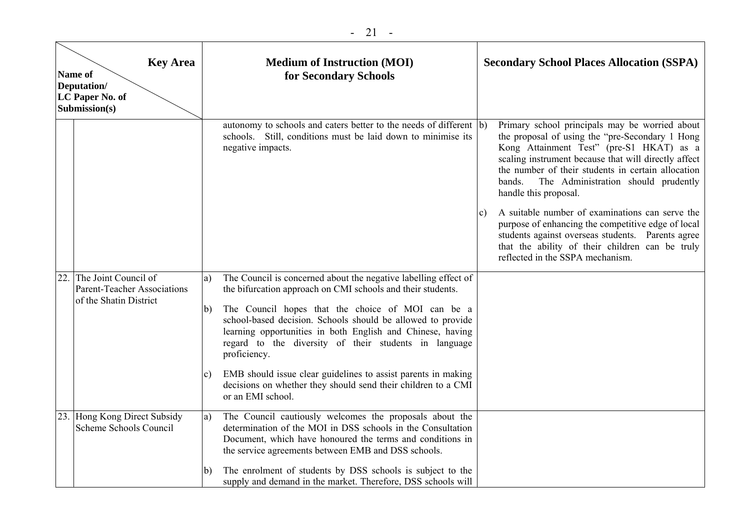| | Name of Deputation/ LC Paper No. of Submission(s) \ Key Area | Medium of Instruction (MOI) for Secondary Schools | Secondary School Places Allocation (SSPA) |
|---|---|---|---|
| | | autonomy to schools and caters better to the needs of different schools. Still, conditions must be laid down to minimise its negative impacts. | b) Primary school principals may be worried about the proposal of using the "pre-Secondary 1 Hong Kong Attainment Test" (pre-S1 HKAT) as a scaling instrument because that will directly affect the number of their students in certain allocation bands. The Administration should prudently handle this proposal.<br><br>c) A suitable number of examinations can serve the purpose of enhancing the competitive edge of local students against overseas students. Parents agree that the ability of their children can be truly reflected in the SSPA mechanism. |
| 22. | The Joint Council of Parent-Teacher Associations of the Shatin District | a) The Council is concerned about the negative labelling effect of the bifurcation approach on CMI schools and their students.<br><br>b) The Council hopes that the choice of MOI can be a school-based decision. Schools should be allowed to provide learning opportunities in both English and Chinese, having regard to the diversity of their students in language proficiency.<br><br>c) EMB should issue clear guidelines to assist parents in making decisions on whether they should send their children to a CMI or an EMI school. | |
| 23. | Hong Kong Direct Subsidy Scheme Schools Council | a) The Council cautiously welcomes the proposals about the determination of the MOI in DSS schools in the Consultation Document, which have honoured the terms and conditions in the service agreements between EMB and DSS schools.<br><br>b) The enrolment of students by DSS schools is subject to the supply and demand in the market. Therefore, DSS schools will | |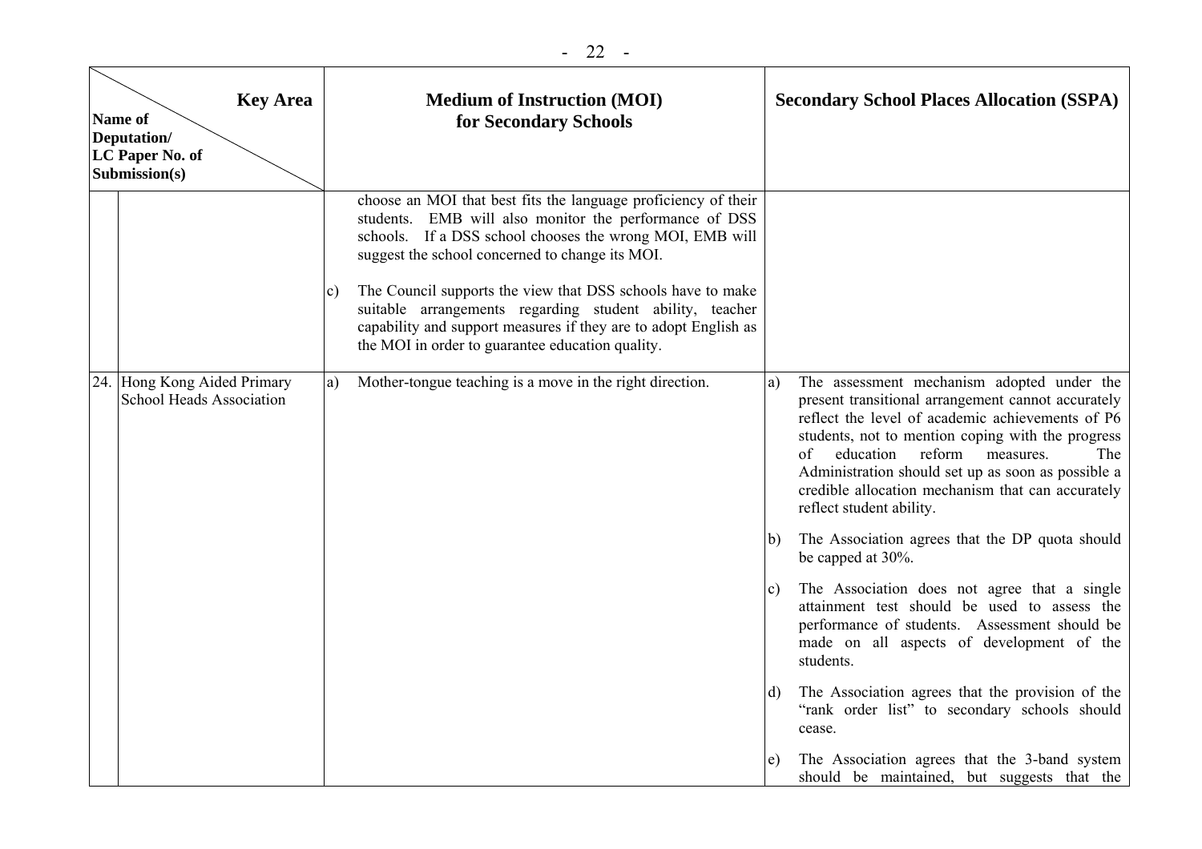| | Name of Deputation/ LC Paper No. of Submission(s) \ Key Area | Medium of Instruction (MOI) for Secondary Schools | Secondary School Places Allocation (SSPA) |
|---|---|---|---|
| | | choose an MOI that best fits the language proficiency of their students. EMB will also monitor the performance of DSS schools. If a DSS school chooses the wrong MOI, EMB will suggest the school concerned to change its MOI.<br><br>c) The Council supports the view that DSS schools have to make suitable arrangements regarding student ability, teacher capability and support measures if they are to adopt English as the MOI in order to guarantee education quality. | |
| 24. | Hong Kong Aided Primary School Heads Association | a) Mother-tongue teaching is a move in the right direction. | a) The assessment mechanism adopted under the present transitional arrangement cannot accurately reflect the level of academic achievements of P6 students, not to mention coping with the progress of education reform measures. The Administration should set up as soon as possible a credible allocation mechanism that can accurately reflect student ability.<br><br>b) The Association agrees that the DP quota should be capped at 30%.<br><br>c) The Association does not agree that a single attainment test should be used to assess the performance of students. Assessment should be made on all aspects of development of the students.<br><br>d) The Association agrees that the provision of the "rank order list" to secondary schools should cease.<br><br>e) The Association agrees that the 3-band system should be maintained, but suggests that the |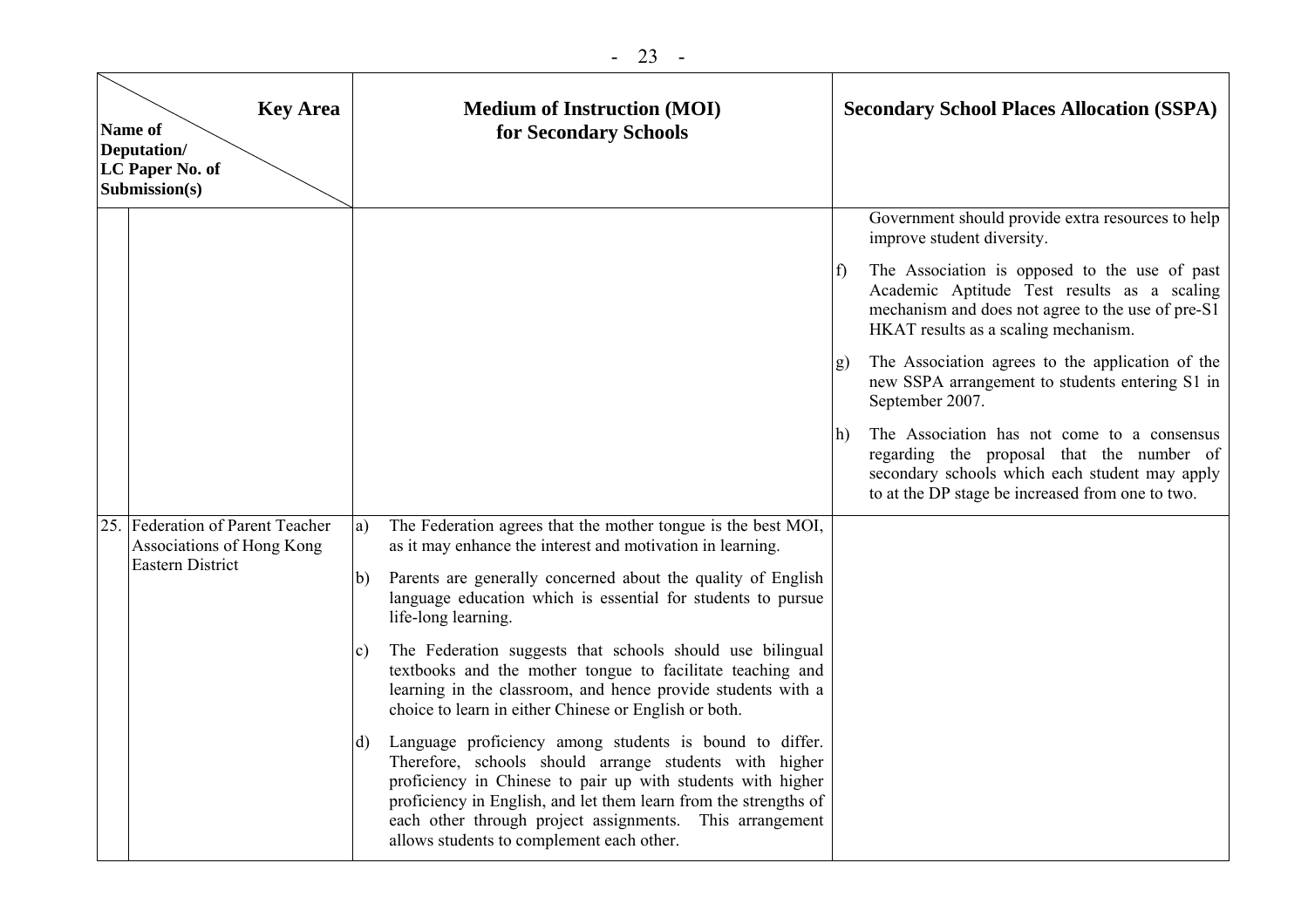| | Key Area / Name of Deputation/ LC Paper No. of Submission(s) | Medium of Instruction (MOI) for Secondary Schools | Secondary School Places Allocation (SSPA) |
|---|---|---|---|
| | | | Government should provide extra resources to help improve student diversity.<br><br>f) The Association is opposed to the use of past Academic Aptitude Test results as a scaling mechanism and does not agree to the use of pre-S1 HKAT results as a scaling mechanism.<br><br>g) The Association agrees to the application of the new SSPA arrangement to students entering S1 in September 2007.<br><br>h) The Association has not come to a consensus regarding the proposal that the number of secondary schools which each student may apply to at the DP stage be increased from one to two. |
| 25. | Federation of Parent Teacher Associations of Hong Kong Eastern District | a) The Federation agrees that the mother tongue is the best MOI, as it may enhance the interest and motivation in learning.<br><br>b) Parents are generally concerned about the quality of English language education which is essential for students to pursue life-long learning.<br><br>c) The Federation suggests that schools should use bilingual textbooks and the mother tongue to facilitate teaching and learning in the classroom, and hence provide students with a choice to learn in either Chinese or English or both.<br><br>d) Language proficiency among students is bound to differ. Therefore, schools should arrange students with higher proficiency in Chinese to pair up with students with higher proficiency in English, and let them learn from the strengths of each other through project assignments. This arrangement allows students to complement each other. | |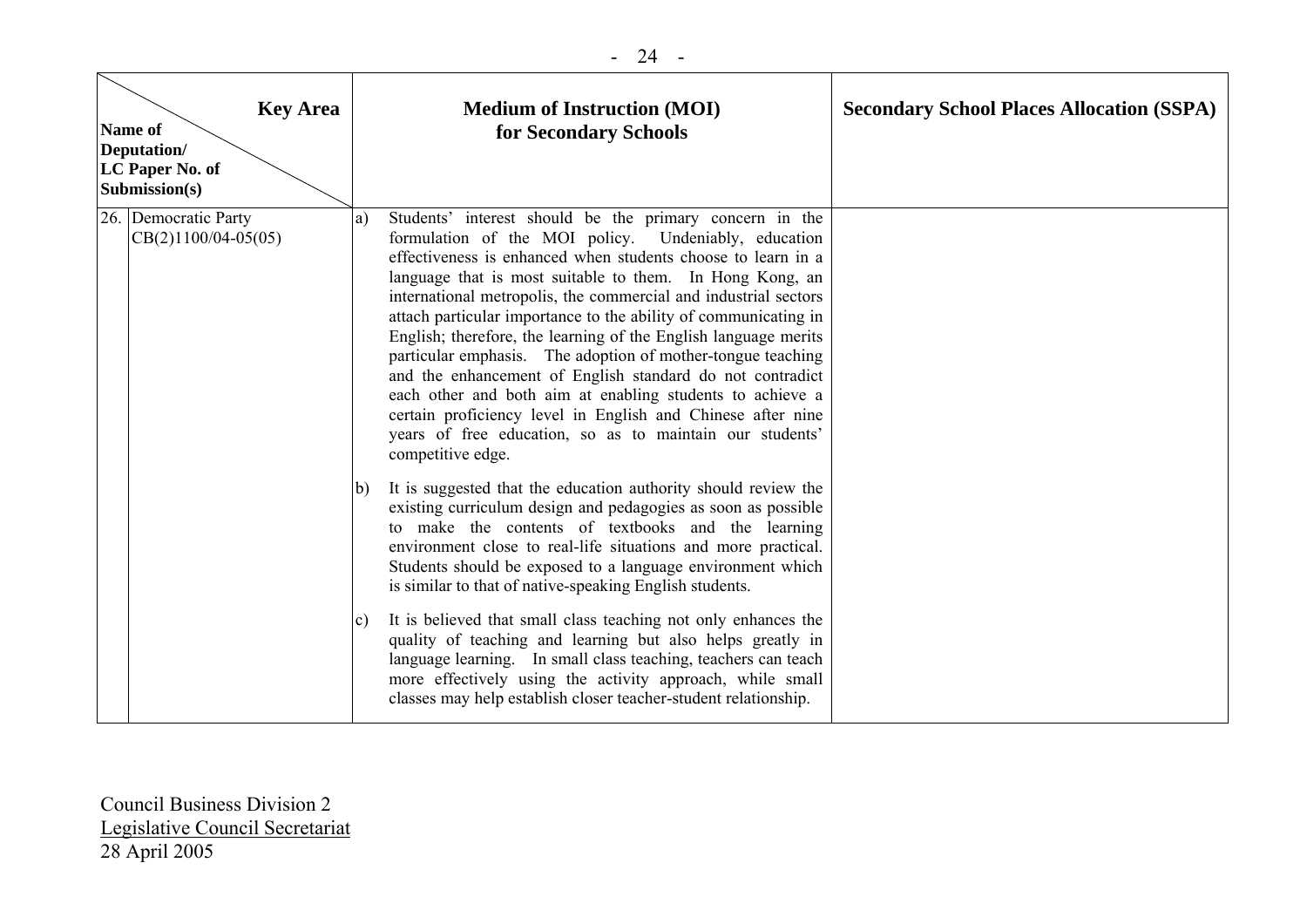| Key Area / Name of Deputation/ LC Paper No. of Submission(s) | Medium of Instruction (MOI) for Secondary Schools | Secondary School Places Allocation (SSPA) |
|---|---|---|
| 26. Democratic Party CB(2)1100/04-05(05) | a) Students' interest should be the primary concern in the formulation of the MOI policy. Undeniably, education effectiveness is enhanced when students choose to learn in a language that is most suitable to them. In Hong Kong, an international metropolis, the commercial and industrial sectors attach particular importance to the ability of communicating in English; therefore, the learning of the English language merits particular emphasis. The adoption of mother-tongue teaching and the enhancement of English standard do not contradict each other and both aim at enabling students to achieve a certain proficiency level in English and Chinese after nine years of free education, so as to maintain our students' competitive edge.<br><br>b) It is suggested that the education authority should review the existing curriculum design and pedagogies as soon as possible to make the contents of textbooks and the learning environment close to real-life situations and more practical. Students should be exposed to a language environment which is similar to that of native-speaking English students.<br><br>c) It is believed that small class teaching not only enhances the quality of teaching and learning but also helps greatly in language learning. In small class teaching, teachers can teach more effectively using the activity approach, while small classes may help establish closer teacher-student relationship. | |

Council Business Division 2
Legislative Council Secretariat
28 April 2005